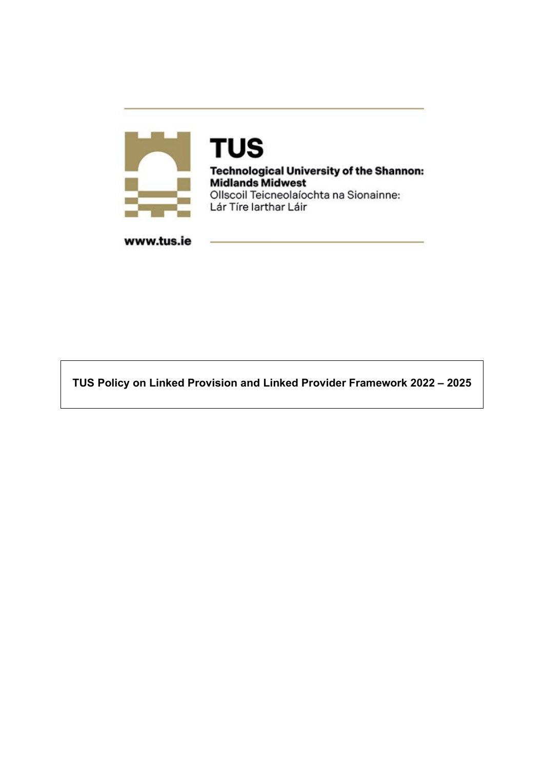**TUS**

**Technological University of the Shannon: Midlands Midwest**

Ollscoil Teicneolaíochta na Sionainne: Lár Tíre Iarthar Láir

www.tus.ie

# TUS Policy on Linked Provision and Linked Provider Framework 2022 – 2025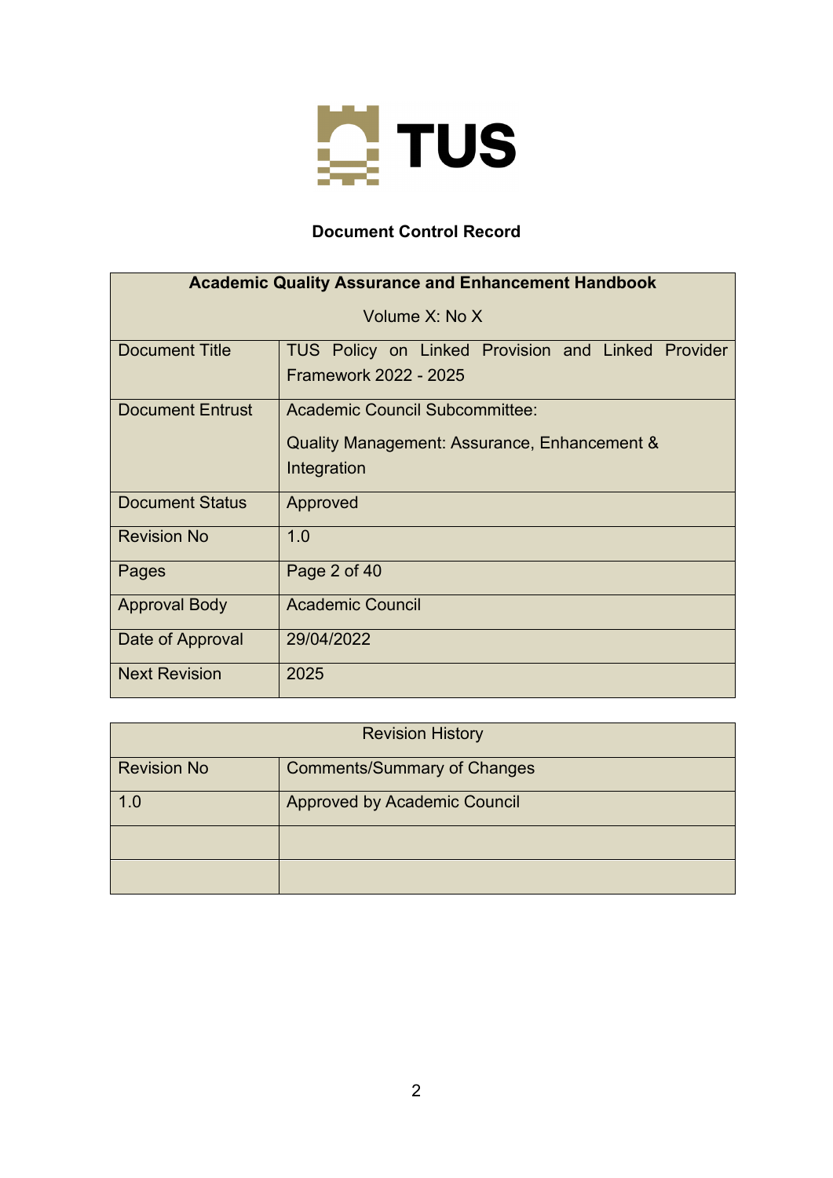## Document Control Record

| Academic Quality Assurance and Enhancement Handbook<br>Volume X: No X | |
|---|---|
| Document Title | TUS Policy on Linked Provision and Linked Provider Framework 2022 - 2025 |
| Document Entrust | Academic Council Subcommittee:<br>Quality Management: Assurance, Enhancement & Integration |
| Document Status | Approved |
| Revision No | 1.0 |
| Pages | Page 2 of 40 |
| Approval Body | Academic Council |
| Date of Approval | 29/04/2022 |
| Next Revision | 2025 |

| Revision History | |
|---|---|
| Revision No | Comments/Summary of Changes |
| 1.0 | Approved by Academic Council |
| | |
| | |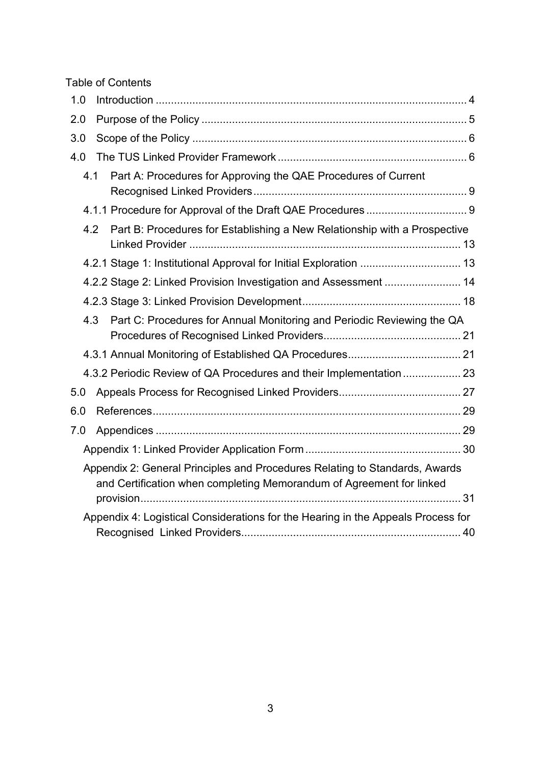Table of Contents

- 1.0 Introduction ..... 4
- 2.0 Purpose of the Policy ..... 5
- 3.0 Scope of the Policy ..... 6
- 4.0 The TUS Linked Provider Framework ..... 6
  - 4.1 Part A: Procedures for Approving the QAE Procedures of Current Recognised Linked Providers ..... 9
  - 4.1.1 Procedure for Approval of the Draft QAE Procedures ..... 9
  - 4.2 Part B: Procedures for Establishing a New Relationship with a Prospective Linked Provider ..... 13
  - 4.2.1 Stage 1: Institutional Approval for Initial Exploration ..... 13
  - 4.2.2 Stage 2: Linked Provision Investigation and Assessment ..... 14
  - 4.2.3 Stage 3: Linked Provision Development ..... 18
  - 4.3 Part C: Procedures for Annual Monitoring and Periodic Reviewing the QA Procedures of Recognised Linked Providers ..... 21
  - 4.3.1 Annual Monitoring of Established QA Procedures ..... 21
  - 4.3.2 Periodic Review of QA Procedures and their Implementation ..... 23
- 5.0 Appeals Process for Recognised Linked Providers ..... 27
- 6.0 References ..... 29
- 7.0 Appendices ..... 29
  - Appendix 1: Linked Provider Application Form ..... 30
  - Appendix 2: General Principles and Procedures Relating to Standards, Awards and Certification when completing Memorandum of Agreement for linked provision ..... 31
  - Appendix 4: Logistical Considerations for the Hearing in the Appeals Process for Recognised Linked Providers ..... 40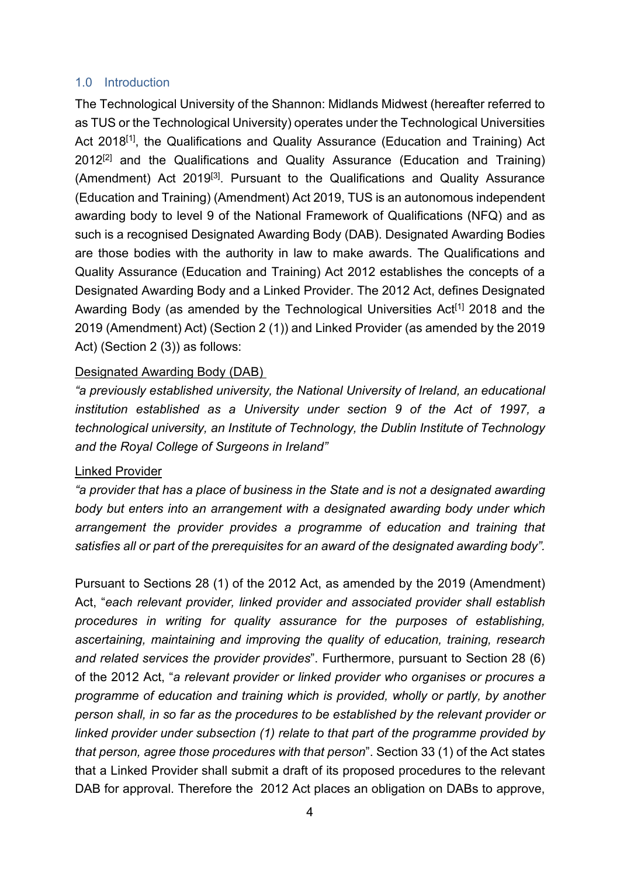## 1.0 Introduction

The Technological University of the Shannon: Midlands Midwest (hereafter referred to as TUS or the Technological University) operates under the Technological Universities Act 2018[1], the Qualifications and Quality Assurance (Education and Training) Act 2012[2] and the Qualifications and Quality Assurance (Education and Training) (Amendment) Act 2019[3]. Pursuant to the Qualifications and Quality Assurance (Education and Training) (Amendment) Act 2019, TUS is an autonomous independent awarding body to level 9 of the National Framework of Qualifications (NFQ) and as such is a recognised Designated Awarding Body (DAB). Designated Awarding Bodies are those bodies with the authority in law to make awards. The Qualifications and Quality Assurance (Education and Training) Act 2012 establishes the concepts of a Designated Awarding Body and a Linked Provider. The 2012 Act, defines Designated Awarding Body (as amended by the Technological Universities Act[1] 2018 and the 2019 (Amendment) Act) (Section 2 (1)) and Linked Provider (as amended by the 2019 Act) (Section 2 (3)) as follows:

Designated Awarding Body (DAB)

*"a previously established university, the National University of Ireland, an educational institution established as a University under section 9 of the Act of 1997, a technological university, an Institute of Technology, the Dublin Institute of Technology and the Royal College of Surgeons in Ireland"*

Linked Provider

*"a provider that has a place of business in the State and is not a designated awarding body but enters into an arrangement with a designated awarding body under which arrangement the provider provides a programme of education and training that satisfies all or part of the prerequisites for an award of the designated awarding body".*

Pursuant to Sections 28 (1) of the 2012 Act, as amended by the 2019 (Amendment) Act, "*each relevant provider, linked provider and associated provider shall establish procedures in writing for quality assurance for the purposes of establishing, ascertaining, maintaining and improving the quality of education, training, research and related services the provider provides*". Furthermore, pursuant to Section 28 (6) of the 2012 Act, "*a relevant provider or linked provider who organises or procures a programme of education and training which is provided, wholly or partly, by another person shall, in so far as the procedures to be established by the relevant provider or linked provider under subsection (1) relate to that part of the programme provided by that person, agree those procedures with that person*". Section 33 (1) of the Act states that a Linked Provider shall submit a draft of its proposed procedures to the relevant DAB for approval. Therefore the 2012 Act places an obligation on DABs to approve,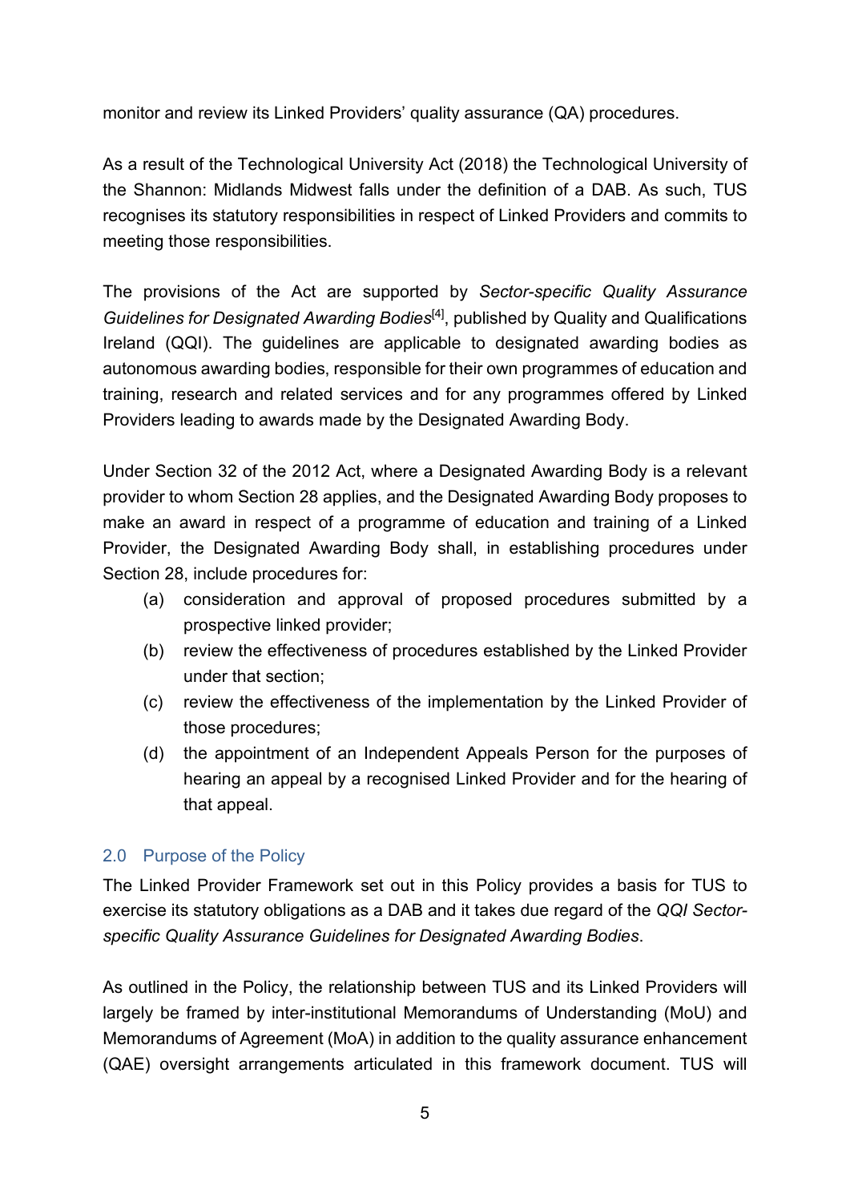monitor and review its Linked Providers' quality assurance (QA) procedures.

As a result of the Technological University Act (2018) the Technological University of the Shannon: Midlands Midwest falls under the definition of a DAB. As such, TUS recognises its statutory responsibilities in respect of Linked Providers and commits to meeting those responsibilities.

The provisions of the Act are supported by *Sector-specific Quality Assurance Guidelines for Designated Awarding Bodies*[4], published by Quality and Qualifications Ireland (QQI). The guidelines are applicable to designated awarding bodies as autonomous awarding bodies, responsible for their own programmes of education and training, research and related services and for any programmes offered by Linked Providers leading to awards made by the Designated Awarding Body.

Under Section 32 of the 2012 Act, where a Designated Awarding Body is a relevant provider to whom Section 28 applies, and the Designated Awarding Body proposes to make an award in respect of a programme of education and training of a Linked Provider, the Designated Awarding Body shall, in establishing procedures under Section 28, include procedures for:

(a) consideration and approval of proposed procedures submitted by a prospective linked provider;
(b) review the effectiveness of procedures established by the Linked Provider under that section;
(c) review the effectiveness of the implementation by the Linked Provider of those procedures;
(d) the appointment of an Independent Appeals Person for the purposes of hearing an appeal by a recognised Linked Provider and for the hearing of that appeal.

## 2.0 Purpose of the Policy

The Linked Provider Framework set out in this Policy provides a basis for TUS to exercise its statutory obligations as a DAB and it takes due regard of the *QQI Sector-specific Quality Assurance Guidelines for Designated Awarding Bodies*.

As outlined in the Policy, the relationship between TUS and its Linked Providers will largely be framed by inter-institutional Memorandums of Understanding (MoU) and Memorandums of Agreement (MoA) in addition to the quality assurance enhancement (QAE) oversight arrangements articulated in this framework document. TUS will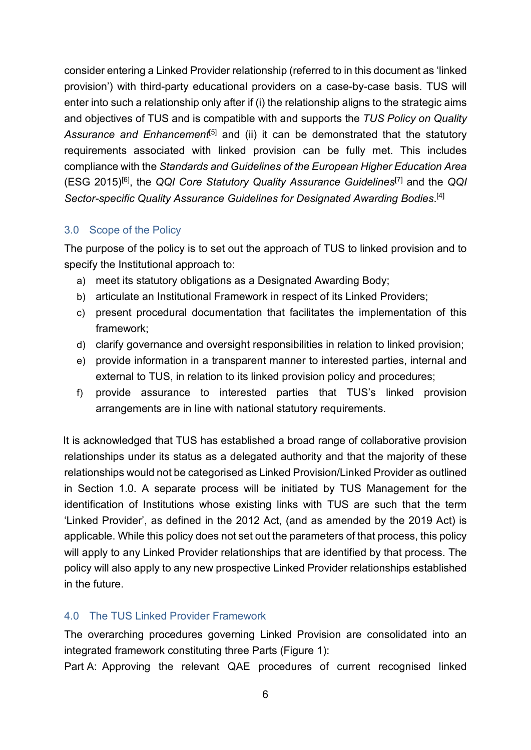consider entering a Linked Provider relationship (referred to in this document as 'linked provision') with third-party educational providers on a case-by-case basis. TUS will enter into such a relationship only after if (i) the relationship aligns to the strategic aims and objectives of TUS and is compatible with and supports the *TUS Policy on Quality Assurance and Enhancement*[5] and (ii) it can be demonstrated that the statutory requirements associated with linked provision can be fully met. This includes compliance with the *Standards and Guidelines of the European Higher Education Area* (ESG 2015)[6], the *QQI Core Statutory Quality Assurance Guidelines*[7] and the *QQI Sector-specific Quality Assurance Guidelines for Designated Awarding Bodies*.[4]

## 3.0 Scope of the Policy

The purpose of the policy is to set out the approach of TUS to linked provision and to specify the Institutional approach to:

a) meet its statutory obligations as a Designated Awarding Body;
b) articulate an Institutional Framework in respect of its Linked Providers;
c) present procedural documentation that facilitates the implementation of this framework;
d) clarify governance and oversight responsibilities in relation to linked provision;
e) provide information in a transparent manner to interested parties, internal and external to TUS, in relation to its linked provision policy and procedures;
f) provide assurance to interested parties that TUS's linked provision arrangements are in line with national statutory requirements.

It is acknowledged that TUS has established a broad range of collaborative provision relationships under its status as a delegated authority and that the majority of these relationships would not be categorised as Linked Provision/Linked Provider as outlined in Section 1.0. A separate process will be initiated by TUS Management for the identification of Institutions whose existing links with TUS are such that the term 'Linked Provider', as defined in the 2012 Act, (and as amended by the 2019 Act) is applicable. While this policy does not set out the parameters of that process, this policy will apply to any Linked Provider relationships that are identified by that process. The policy will also apply to any new prospective Linked Provider relationships established in the future.

## 4.0 The TUS Linked Provider Framework

The overarching procedures governing Linked Provision are consolidated into an integrated framework constituting three Parts (Figure 1):

Part A: Approving the relevant QAE procedures of current recognised linked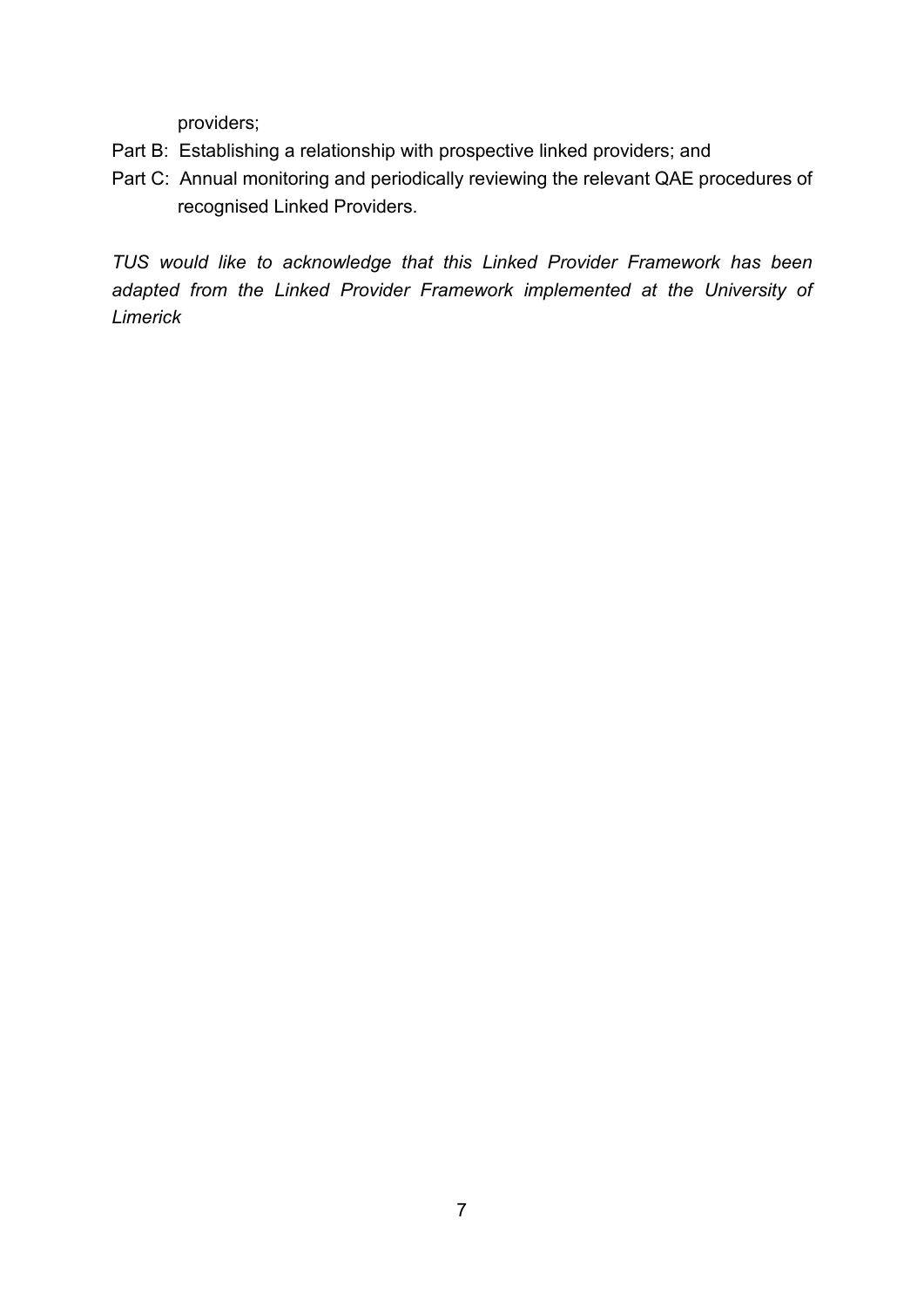providers;

Part B: Establishing a relationship with prospective linked providers; and

Part C: Annual monitoring and periodically reviewing the relevant QAE procedures of recognised Linked Providers.

*TUS would like to acknowledge that this Linked Provider Framework has been adapted from the Linked Provider Framework implemented at the University of Limerick*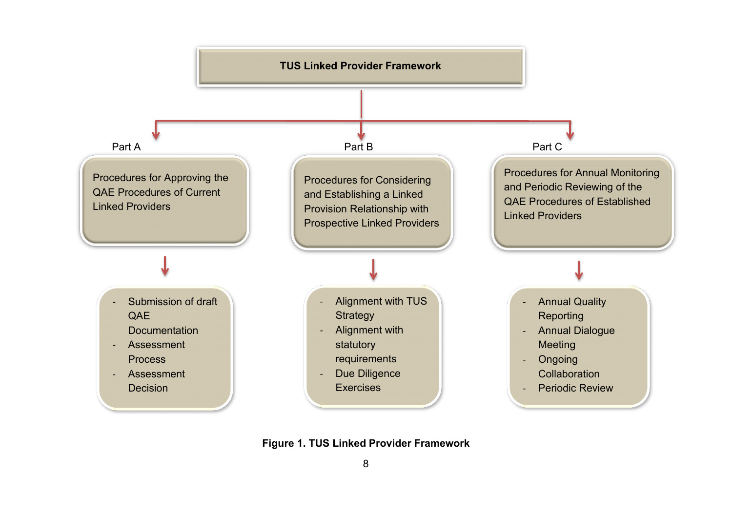**TUS Linked Provider Framework**

**Part A**

Procedures for Approving the QAE Procedures of Current Linked Providers

- Submission of draft QAE Documentation
- Assessment Process
- Assessment Decision

**Part B**

Procedures for Considering and Establishing a Linked Provision Relationship with Prospective Linked Providers

- Alignment with TUS Strategy
- Alignment with statutory requirements
- Due Diligence Exercises

**Part C**

Procedures for Annual Monitoring and Periodic Reviewing of the QAE Procedures of Established Linked Providers

- Annual Quality Reporting
- Annual Dialogue Meeting
- Ongoing Collaboration
- Periodic Review

**Figure 1. TUS Linked Provider Framework**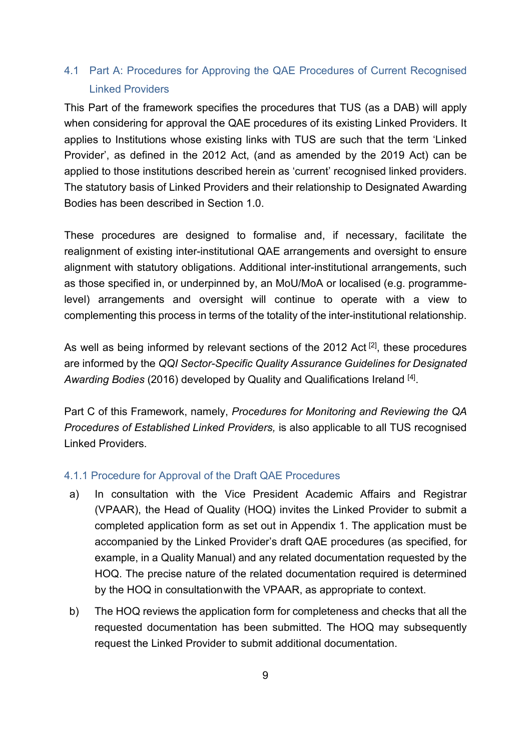## 4.1 Part A: Procedures for Approving the QAE Procedures of Current Recognised Linked Providers

This Part of the framework specifies the procedures that TUS (as a DAB) will apply when considering for approval the QAE procedures of its existing Linked Providers. It applies to Institutions whose existing links with TUS are such that the term 'Linked Provider', as defined in the 2012 Act, (and as amended by the 2019 Act) can be applied to those institutions described herein as 'current' recognised linked providers. The statutory basis of Linked Providers and their relationship to Designated Awarding Bodies has been described in Section 1.0.

These procedures are designed to formalise and, if necessary, facilitate the realignment of existing inter-institutional QAE arrangements and oversight to ensure alignment with statutory obligations. Additional inter-institutional arrangements, such as those specified in, or underpinned by, an MoU/MoA or localised (e.g. programme-level) arrangements and oversight will continue to operate with a view to complementing this process in terms of the totality of the inter-institutional relationship.

As well as being informed by relevant sections of the 2012 Act [2], these procedures are informed by the *QQI Sector-Specific Quality Assurance Guidelines for Designated Awarding Bodies* (2016) developed by Quality and Qualifications Ireland [4].

Part C of this Framework, namely, *Procedures for Monitoring and Reviewing the QA Procedures of Established Linked Providers,* is also applicable to all TUS recognised Linked Providers.

### 4.1.1 Procedure for Approval of the Draft QAE Procedures

a) In consultation with the Vice President Academic Affairs and Registrar (VPAAR), the Head of Quality (HOQ) invites the Linked Provider to submit a completed application form as set out in Appendix 1. The application must be accompanied by the Linked Provider's draft QAE procedures (as specified, for example, in a Quality Manual) and any related documentation requested by the HOQ. The precise nature of the related documentation required is determined by the HOQ in consultation with the VPAAR, as appropriate to context.

b) The HOQ reviews the application form for completeness and checks that all the requested documentation has been submitted. The HOQ may subsequently request the Linked Provider to submit additional documentation.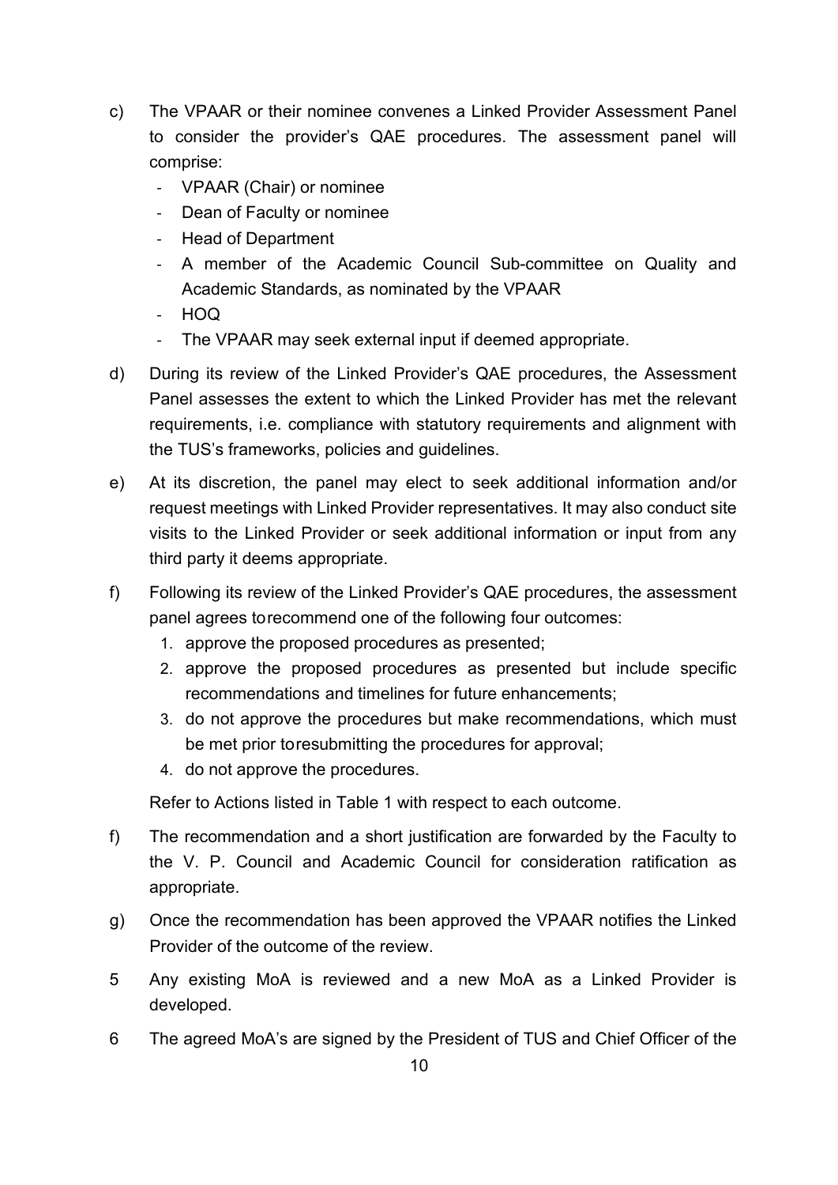c) The VPAAR or their nominee convenes a Linked Provider Assessment Panel to consider the provider's QAE procedures. The assessment panel will comprise:
   - VPAAR (Chair) or nominee
   - Dean of Faculty or nominee
   - Head of Department
   - A member of the Academic Council Sub-committee on Quality and Academic Standards, as nominated by the VPAAR
   - HOQ
   - The VPAAR may seek external input if deemed appropriate.

d) During its review of the Linked Provider's QAE procedures, the Assessment Panel assesses the extent to which the Linked Provider has met the relevant requirements, i.e. compliance with statutory requirements and alignment with the TUS's frameworks, policies and guidelines.

e) At its discretion, the panel may elect to seek additional information and/or request meetings with Linked Provider representatives. It may also conduct site visits to the Linked Provider or seek additional information or input from any third party it deems appropriate.

f) Following its review of the Linked Provider's QAE procedures, the assessment panel agrees torecommend one of the following four outcomes:
   1. approve the proposed procedures as presented;
   2. approve the proposed procedures as presented but include specific recommendations and timelines for future enhancements;
   3. do not approve the procedures but make recommendations, which must be met prior toresubmitting the procedures for approval;
   4. do not approve the procedures.

   Refer to Actions listed in Table 1 with respect to each outcome.

f) The recommendation and a short justification are forwarded by the Faculty to the V. P. Council and Academic Council for consideration ratification as appropriate.

g) Once the recommendation has been approved the VPAAR notifies the Linked Provider of the outcome of the review.

5 Any existing MoA is reviewed and a new MoA as a Linked Provider is developed.

6 The agreed MoA's are signed by the President of TUS and Chief Officer of the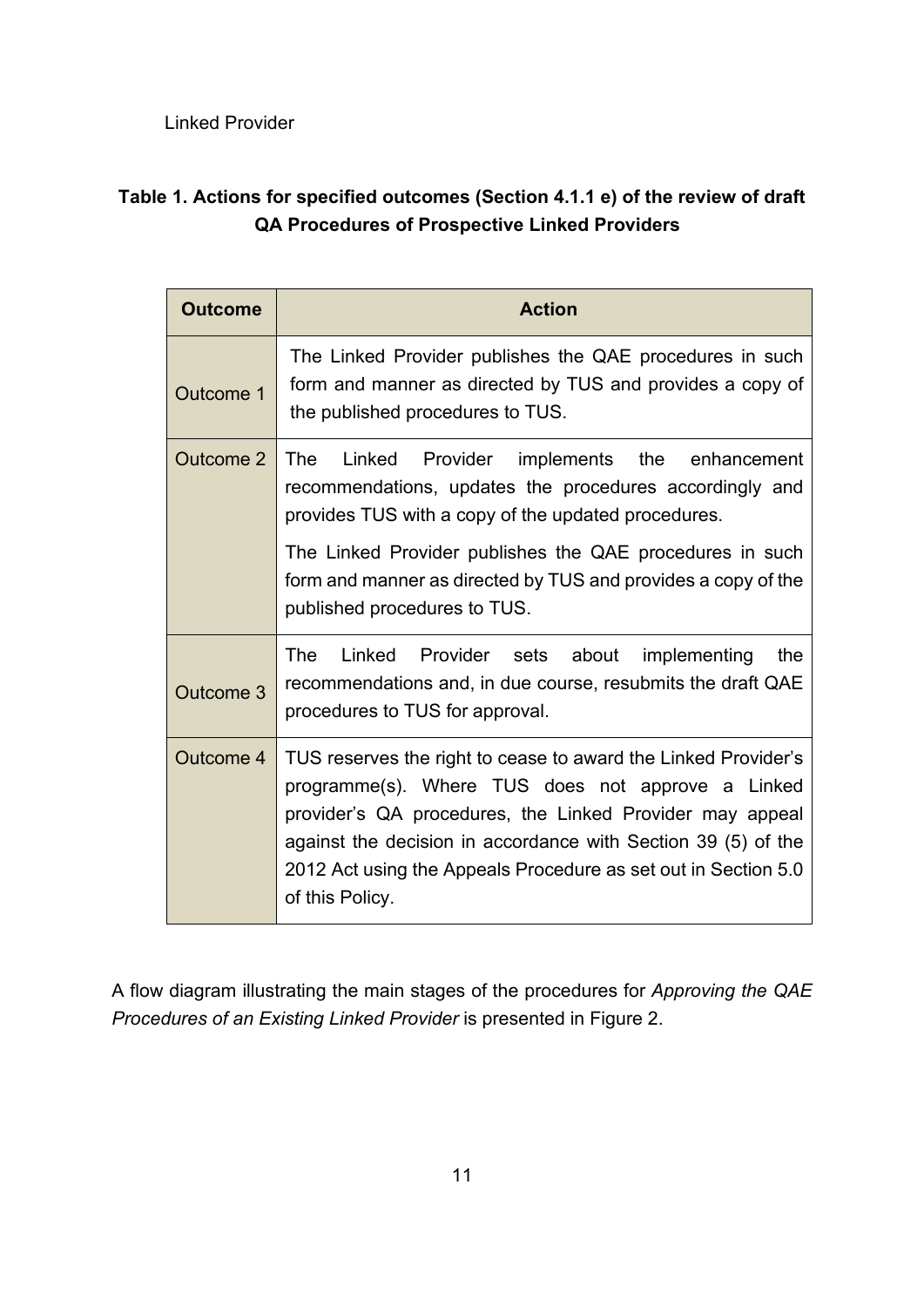Linked Provider

**Table 1. Actions for specified outcomes (Section 4.1.1 e) of the review of draft QA Procedures of Prospective Linked Providers**

| Outcome | Action |
|---|---|
| Outcome 1 | The Linked Provider publishes the QAE procedures in such form and manner as directed by TUS and provides a copy of the published procedures to TUS. |
| Outcome 2 | The Linked Provider implements the enhancement recommendations, updates the procedures accordingly and provides TUS with a copy of the updated procedures.<br><br>The Linked Provider publishes the QAE procedures in such form and manner as directed by TUS and provides a copy of the published procedures to TUS. |
| Outcome 3 | The Linked Provider sets about implementing the recommendations and, in due course, resubmits the draft QAE procedures to TUS for approval. |
| Outcome 4 | TUS reserves the right to cease to award the Linked Provider's programme(s). Where TUS does not approve a Linked provider's QA procedures, the Linked Provider may appeal against the decision in accordance with Section 39 (5) of the 2012 Act using the Appeals Procedure as set out in Section 5.0 of this Policy. |

A flow diagram illustrating the main stages of the procedures for *Approving the QAE Procedures of an Existing Linked Provider* is presented in Figure 2.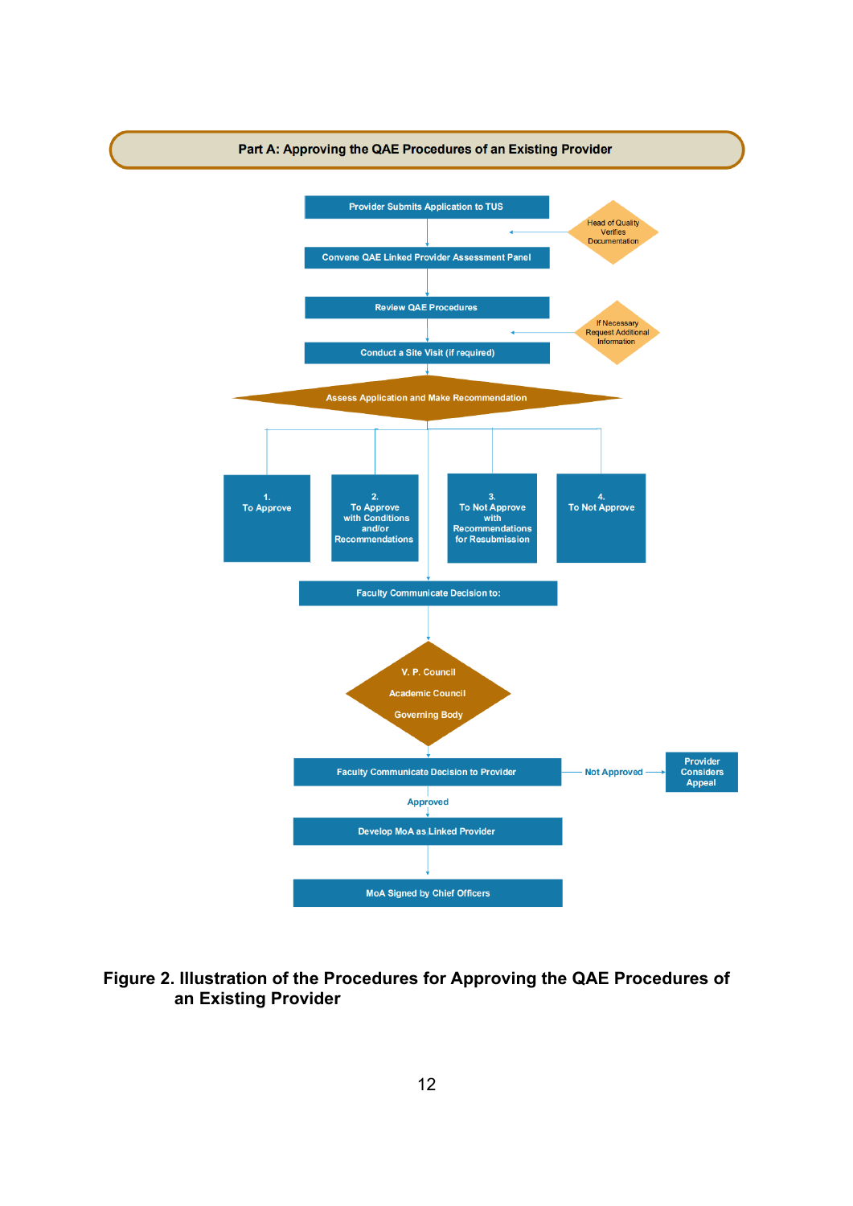**Part A: Approving the QAE Procedures of an Existing Provider**

- Provider Submits Application to TUS
  - Head of Quality Verifies Documentation
- Convene QAE Linked Provider Assessment Panel
- Review QAE Procedures
  - If Necessary Request Additional Information
- Conduct a Site Visit (if required)
- Assess Application and Make Recommendation
  1. To Approve
  2. To Approve with Conditions and/or Recommendations
  3. To Not Approve with Recommendations for Resubmission
  4. To Not Approve
- Faculty Communicate Decision to:
  - V. P. Council
  - Academic Council
  - Governing Body
- Faculty Communicate Decision to Provider
  - Not Approved → Provider Considers Appeal
  - Approved → Develop MoA as Linked Provider
- MoA Signed by Chief Officers

**Figure 2. Illustration of the Procedures for Approving the QAE Procedures of an Existing Provider**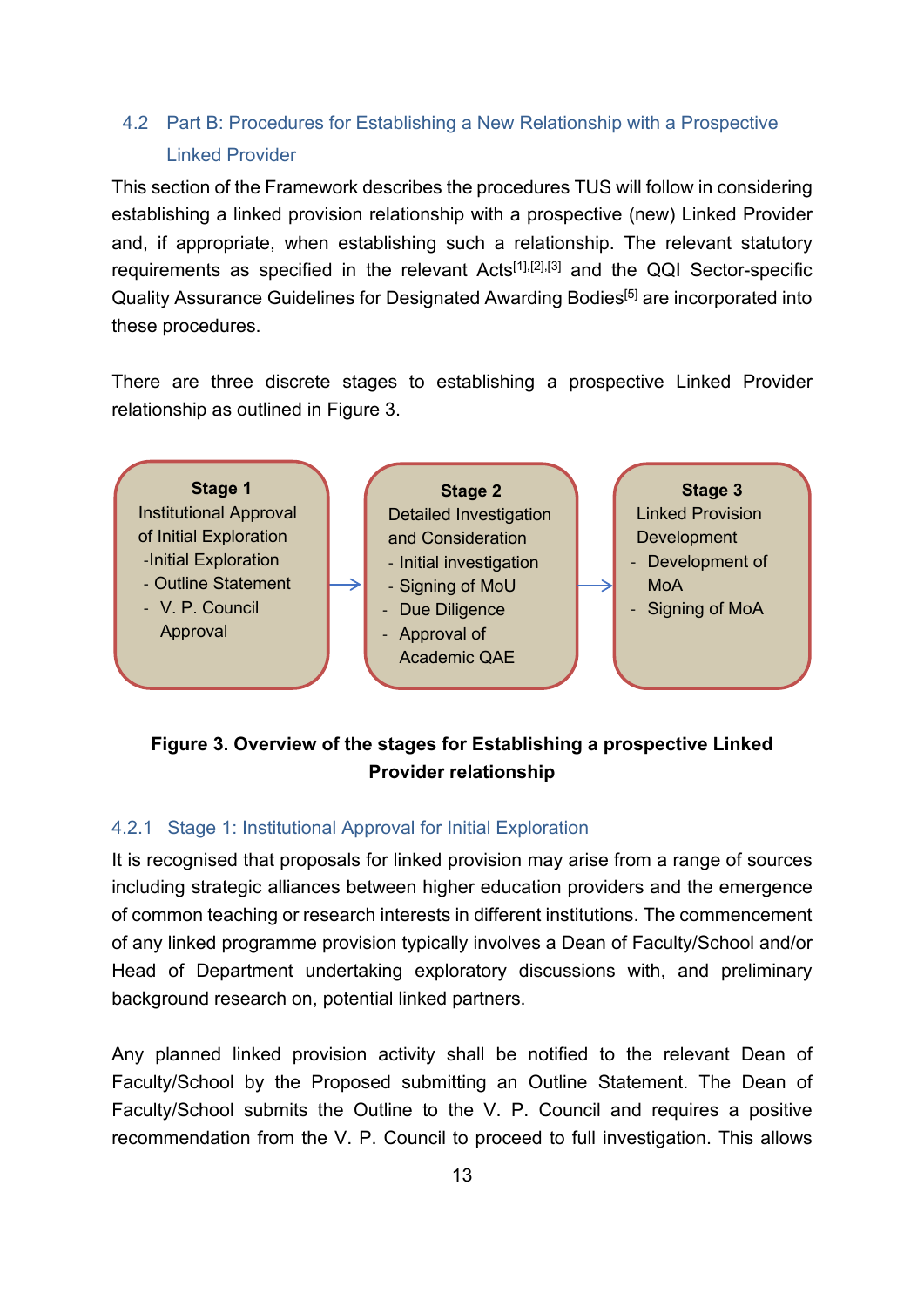## 4.2 Part B: Procedures for Establishing a New Relationship with a Prospective Linked Provider

This section of the Framework describes the procedures TUS will follow in considering establishing a linked provision relationship with a prospective (new) Linked Provider and, if appropriate, when establishing such a relationship. The relevant statutory requirements as specified in the relevant Acts[1],[2],[3] and the QQI Sector-specific Quality Assurance Guidelines for Designated Awarding Bodies[5] are incorporated into these procedures.

There are three discrete stages to establishing a prospective Linked Provider relationship as outlined in Figure 3.

**Stage 1**
Institutional Approval of Initial Exploration
- Initial Exploration
- Outline Statement
- V. P. Council Approval

→

**Stage 2**
Detailed Investigation and Consideration
- Initial investigation
- Signing of MoU
- Due Diligence
- Approval of Academic QAE

→

**Stage 3**
Linked Provision Development
- Development of MoA
- Signing of MoA

**Figure 3. Overview of the stages for Establishing a prospective Linked Provider relationship**

### 4.2.1 Stage 1: Institutional Approval for Initial Exploration

It is recognised that proposals for linked provision may arise from a range of sources including strategic alliances between higher education providers and the emergence of common teaching or research interests in different institutions. The commencement of any linked programme provision typically involves a Dean of Faculty/School and/or Head of Department undertaking exploratory discussions with, and preliminary background research on, potential linked partners.

Any planned linked provision activity shall be notified to the relevant Dean of Faculty/School by the Proposed submitting an Outline Statement. The Dean of Faculty/School submits the Outline to the V. P. Council and requires a positive recommendation from the V. P. Council to proceed to full investigation. This allows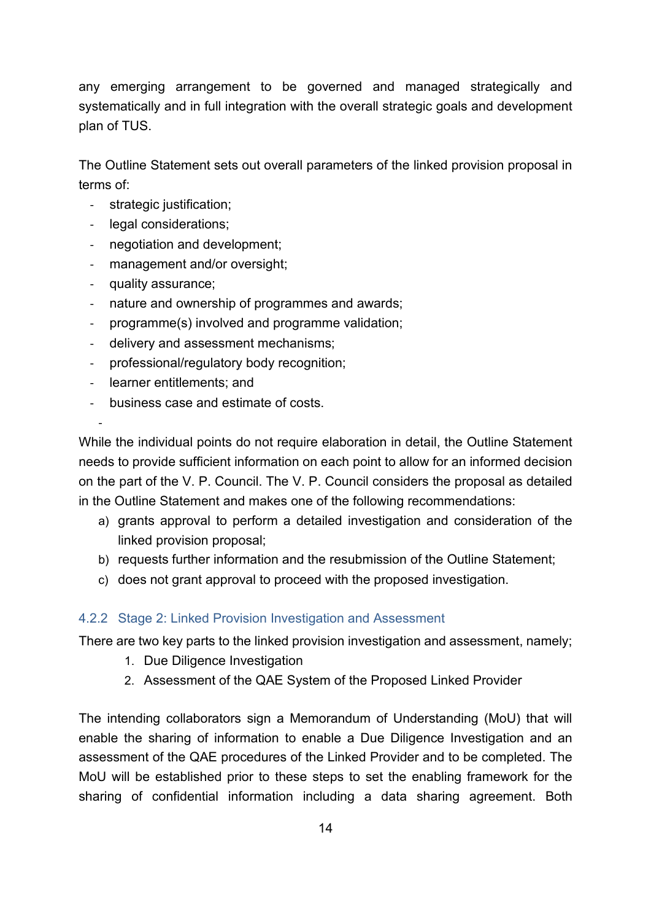any emerging arrangement to be governed and managed strategically and systematically and in full integration with the overall strategic goals and development plan of TUS.

The Outline Statement sets out overall parameters of the linked provision proposal in terms of:

- strategic justification;
- legal considerations;
- negotiation and development;
- management and/or oversight;
- quality assurance;
- nature and ownership of programmes and awards;
- programme(s) involved and programme validation;
- delivery and assessment mechanisms;
- professional/regulatory body recognition;
- learner entitlements; and
- business case and estimate of costs.

While the individual points do not require elaboration in detail, the Outline Statement needs to provide sufficient information on each point to allow for an informed decision on the part of the V. P. Council. The V. P. Council considers the proposal as detailed in the Outline Statement and makes one of the following recommendations:

a) grants approval to perform a detailed investigation and consideration of the linked provision proposal;
b) requests further information and the resubmission of the Outline Statement;
c) does not grant approval to proceed with the proposed investigation.

### 4.2.2 Stage 2: Linked Provision Investigation and Assessment

There are two key parts to the linked provision investigation and assessment, namely;

1. Due Diligence Investigation
2. Assessment of the QAE System of the Proposed Linked Provider

The intending collaborators sign a Memorandum of Understanding (MoU) that will enable the sharing of information to enable a Due Diligence Investigation and an assessment of the QAE procedures of the Linked Provider and to be completed. The MoU will be established prior to these steps to set the enabling framework for the sharing of confidential information including a data sharing agreement. Both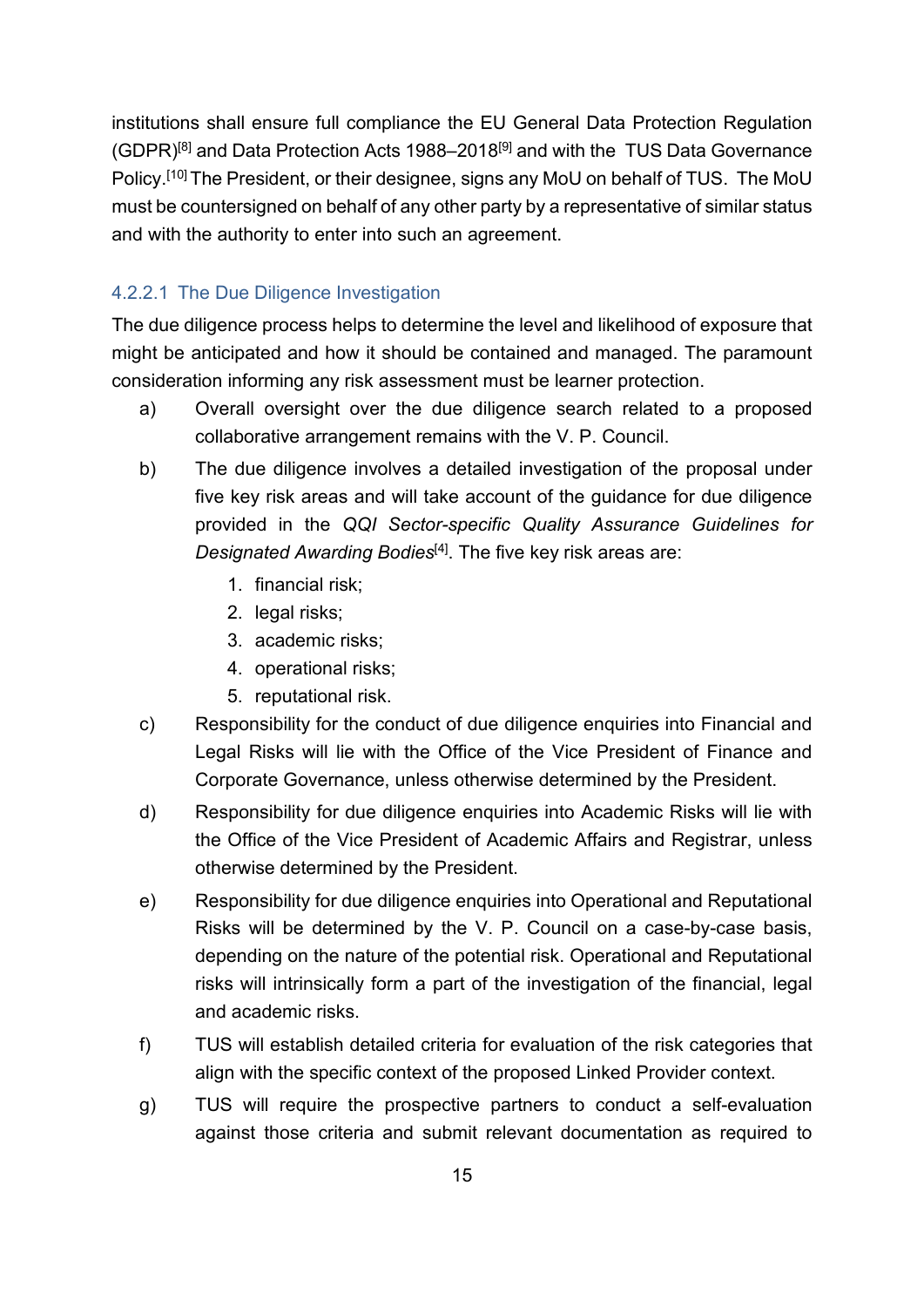institutions shall ensure full compliance the EU General Data Protection Regulation (GDPR)[8] and Data Protection Acts 1988–2018[9] and with the TUS Data Governance Policy.[10] The President, or their designee, signs any MoU on behalf of TUS. The MoU must be countersigned on behalf of any other party by a representative of similar status and with the authority to enter into such an agreement.

#### 4.2.2.1 The Due Diligence Investigation

The due diligence process helps to determine the level and likelihood of exposure that might be anticipated and how it should be contained and managed. The paramount consideration informing any risk assessment must be learner protection.

a) Overall oversight over the due diligence search related to a proposed collaborative arrangement remains with the V. P. Council.

b) The due diligence involves a detailed investigation of the proposal under five key risk areas and will take account of the guidance for due diligence provided in the *QQI Sector-specific Quality Assurance Guidelines for Designated Awarding Bodies*[4]. The five key risk areas are:

   1. financial risk;
   2. legal risks;
   3. academic risks;
   4. operational risks;
   5. reputational risk.

c) Responsibility for the conduct of due diligence enquiries into Financial and Legal Risks will lie with the Office of the Vice President of Finance and Corporate Governance, unless otherwise determined by the President.

d) Responsibility for due diligence enquiries into Academic Risks will lie with the Office of the Vice President of Academic Affairs and Registrar, unless otherwise determined by the President.

e) Responsibility for due diligence enquiries into Operational and Reputational Risks will be determined by the V. P. Council on a case-by-case basis, depending on the nature of the potential risk. Operational and Reputational risks will intrinsically form a part of the investigation of the financial, legal and academic risks.

f) TUS will establish detailed criteria for evaluation of the risk categories that align with the specific context of the proposed Linked Provider context.

g) TUS will require the prospective partners to conduct a self-evaluation against those criteria and submit relevant documentation as required to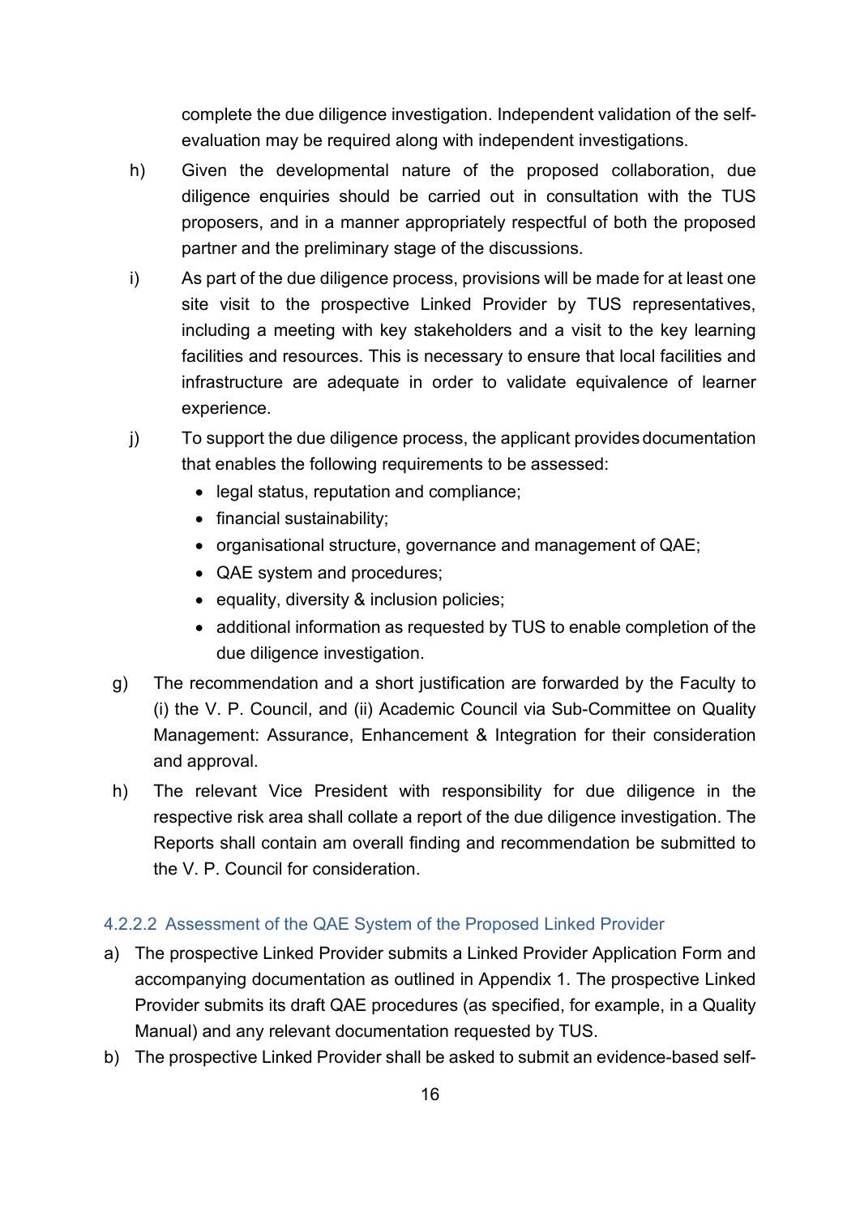complete the due diligence investigation. Independent validation of the self-evaluation may be required along with independent investigations.

h) Given the developmental nature of the proposed collaboration, due diligence enquiries should be carried out in consultation with the TUS proposers, and in a manner appropriately respectful of both the proposed partner and the preliminary stage of the discussions.

i) As part of the due diligence process, provisions will be made for at least one site visit to the prospective Linked Provider by TUS representatives, including a meeting with key stakeholders and a visit to the key learning facilities and resources. This is necessary to ensure that local facilities and infrastructure are adequate in order to validate equivalence of learner experience.

j) To support the due diligence process, the applicant provides documentation that enables the following requirements to be assessed:
   - legal status, reputation and compliance;
   - financial sustainability;
   - organisational structure, governance and management of QAE;
   - QAE system and procedures;
   - equality, diversity & inclusion policies;
   - additional information as requested by TUS to enable completion of the due diligence investigation.

g) The recommendation and a short justification are forwarded by the Faculty to (i) the V. P. Council, and (ii) Academic Council via Sub-Committee on Quality Management: Assurance, Enhancement & Integration for their consideration and approval.

h) The relevant Vice President with responsibility for due diligence in the respective risk area shall collate a report of the due diligence investigation. The Reports shall contain am overall finding and recommendation be submitted to the V. P. Council for consideration.

#### 4.2.2.2 Assessment of the QAE System of the Proposed Linked Provider

a) The prospective Linked Provider submits a Linked Provider Application Form and accompanying documentation as outlined in Appendix 1. The prospective Linked Provider submits its draft QAE procedures (as specified, for example, in a Quality Manual) and any relevant documentation requested by TUS.

b) The prospective Linked Provider shall be asked to submit an evidence-based self-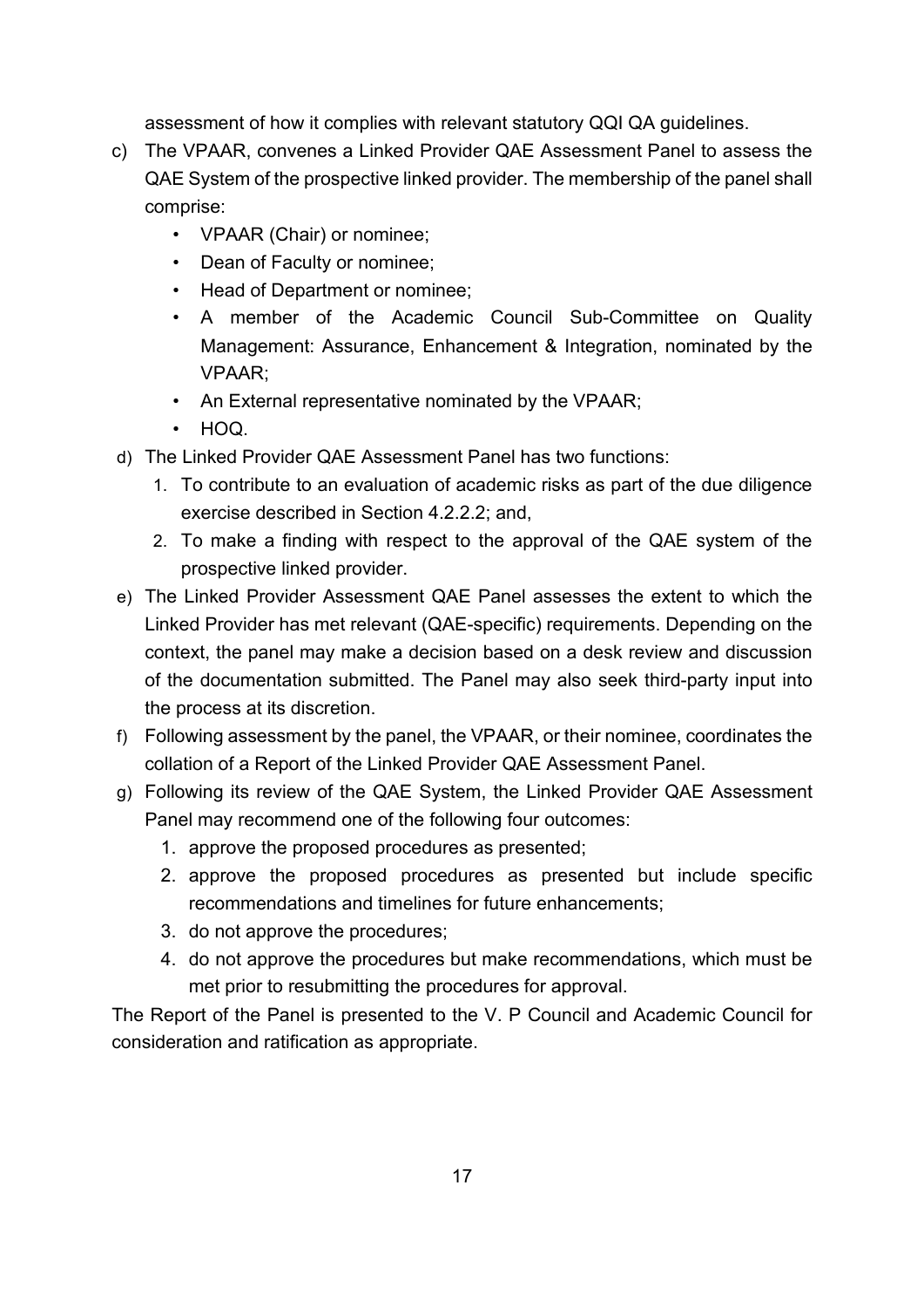assessment of how it complies with relevant statutory QQI QA guidelines.

c) The VPAAR, convenes a Linked Provider QAE Assessment Panel to assess the QAE System of the prospective linked provider. The membership of the panel shall comprise:
   - VPAAR (Chair) or nominee;
   - Dean of Faculty or nominee;
   - Head of Department or nominee;
   - A member of the Academic Council Sub-Committee on Quality Management: Assurance, Enhancement & Integration, nominated by the VPAAR;
   - An External representative nominated by the VPAAR;
   - HOQ.

d) The Linked Provider QAE Assessment Panel has two functions:
   1. To contribute to an evaluation of academic risks as part of the due diligence exercise described in Section 4.2.2.2; and,
   2. To make a finding with respect to the approval of the QAE system of the prospective linked provider.

e) The Linked Provider Assessment QAE Panel assesses the extent to which the Linked Provider has met relevant (QAE-specific) requirements. Depending on the context, the panel may make a decision based on a desk review and discussion of the documentation submitted. The Panel may also seek third-party input into the process at its discretion.

f) Following assessment by the panel, the VPAAR, or their nominee, coordinates the collation of a Report of the Linked Provider QAE Assessment Panel.

g) Following its review of the QAE System, the Linked Provider QAE Assessment Panel may recommend one of the following four outcomes:
   1. approve the proposed procedures as presented;
   2. approve the proposed procedures as presented but include specific recommendations and timelines for future enhancements;
   3. do not approve the procedures;
   4. do not approve the procedures but make recommendations, which must be met prior to resubmitting the procedures for approval.

The Report of the Panel is presented to the V. P Council and Academic Council for consideration and ratification as appropriate.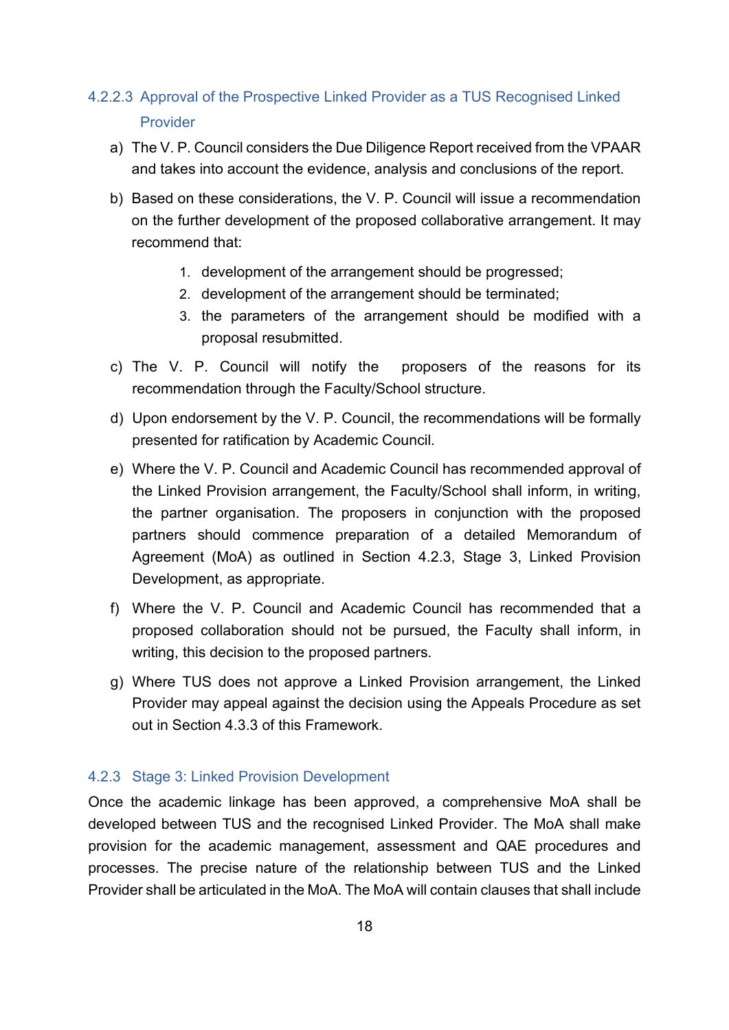#### 4.2.2.3 Approval of the Prospective Linked Provider as a TUS Recognised Linked Provider

a) The V. P. Council considers the Due Diligence Report received from the VPAAR and takes into account the evidence, analysis and conclusions of the report.

b) Based on these considerations, the V. P. Council will issue a recommendation on the further development of the proposed collaborative arrangement. It may recommend that:

   1. development of the arrangement should be progressed;
   2. development of the arrangement should be terminated;
   3. the parameters of the arrangement should be modified with a proposal resubmitted.

c) The V. P. Council will notify the proposers of the reasons for its recommendation through the Faculty/School structure.

d) Upon endorsement by the V. P. Council, the recommendations will be formally presented for ratification by Academic Council.

e) Where the V. P. Council and Academic Council has recommended approval of the Linked Provision arrangement, the Faculty/School shall inform, in writing, the partner organisation. The proposers in conjunction with the proposed partners should commence preparation of a detailed Memorandum of Agreement (MoA) as outlined in Section 4.2.3, Stage 3, Linked Provision Development, as appropriate.

f) Where the V. P. Council and Academic Council has recommended that a proposed collaboration should not be pursued, the Faculty shall inform, in writing, this decision to the proposed partners.

g) Where TUS does not approve a Linked Provision arrangement, the Linked Provider may appeal against the decision using the Appeals Procedure as set out in Section 4.3.3 of this Framework.

### 4.2.3 Stage 3: Linked Provision Development

Once the academic linkage has been approved, a comprehensive MoA shall be developed between TUS and the recognised Linked Provider. The MoA shall make provision for the academic management, assessment and QAE procedures and processes. The precise nature of the relationship between TUS and the Linked Provider shall be articulated in the MoA. The MoA will contain clauses that shall include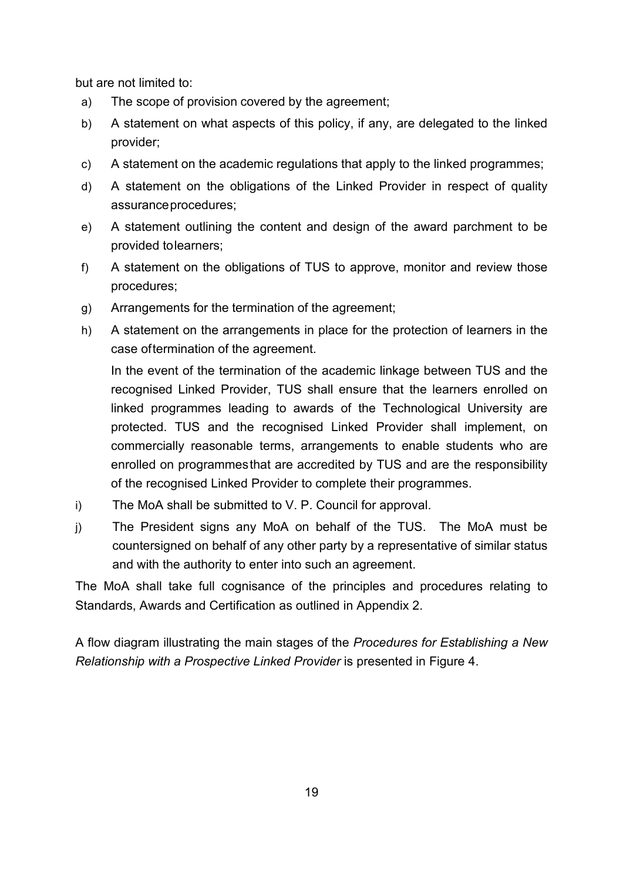but are not limited to:

a) The scope of provision covered by the agreement;
b) A statement on what aspects of this policy, if any, are delegated to the linked provider;
c) A statement on the academic regulations that apply to the linked programmes;
d) A statement on the obligations of the Linked Provider in respect of quality assurance procedures;
e) A statement outlining the content and design of the award parchment to be provided to learners;
f) A statement on the obligations of TUS to approve, monitor and review those procedures;
g) Arrangements for the termination of the agreement;
h) A statement on the arrangements in place for the protection of learners in the case of termination of the agreement.

   In the event of the termination of the academic linkage between TUS and the recognised Linked Provider, TUS shall ensure that the learners enrolled on linked programmes leading to awards of the Technological University are protected. TUS and the recognised Linked Provider shall implement, on commercially reasonable terms, arrangements to enable students who are enrolled on programmes that are accredited by TUS and are the responsibility of the recognised Linked Provider to complete their programmes.

i) The MoA shall be submitted to V. P. Council for approval.
j) The President signs any MoA on behalf of the TUS. The MoA must be countersigned on behalf of any other party by a representative of similar status and with the authority to enter into such an agreement.

The MoA shall take full cognisance of the principles and procedures relating to Standards, Awards and Certification as outlined in Appendix 2.

A flow diagram illustrating the main stages of the *Procedures for Establishing a New Relationship with a Prospective Linked Provider* is presented in Figure 4.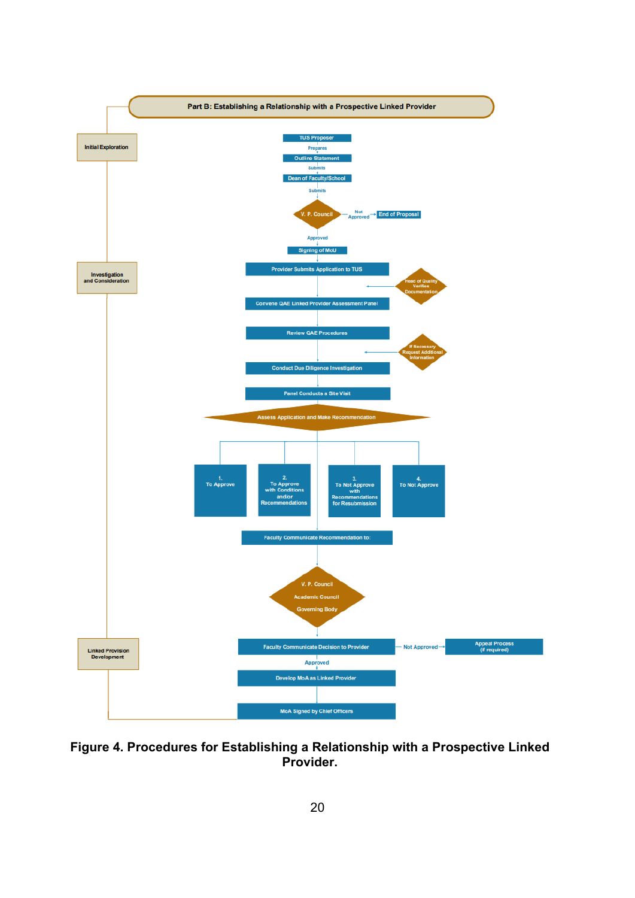**Part B: Establishing a Relationship with a Prospective Linked Provider**

**Initial Exploration**

- TUS Proposer
  - Prepares
- Outline Statement
  - Submits
- Dean of Faculty/School
  - Submits
- V. P. Council
  - Not Approved → End of Proposal
  - Approved
- Signing of MoU

**Investigation and Consideration**

- Provider Submits Application to TUS
  - Head of Quality Verifies Documentation
- Convene QAE Linked Provider Assessment Panel
- Review QAE Procedures
  - If Necessary Request Additional Information
- Conduct Due Diligence Investigation
- Panel Conducts a Site Visit
- Assess Application and Make Recommendation
  1. To Approve
  2. To Approve with Conditions and/or Recommendations
  3. To Not Approve with Recommendations for Resubmission
  4. To Not Approve
- Faculty Communicate Recommendation to:
- V. P. Council / Academic Council / Governing Body

**Linked Provision Development**

- Faculty Communicate Decision to Provider
  - Not Approved → Appeal Process (if required)
  - Approved
- Develop MoA as Linked Provider
- MoA Signed by Chief Officers

**Figure 4. Procedures for Establishing a Relationship with a Prospective Linked Provider.**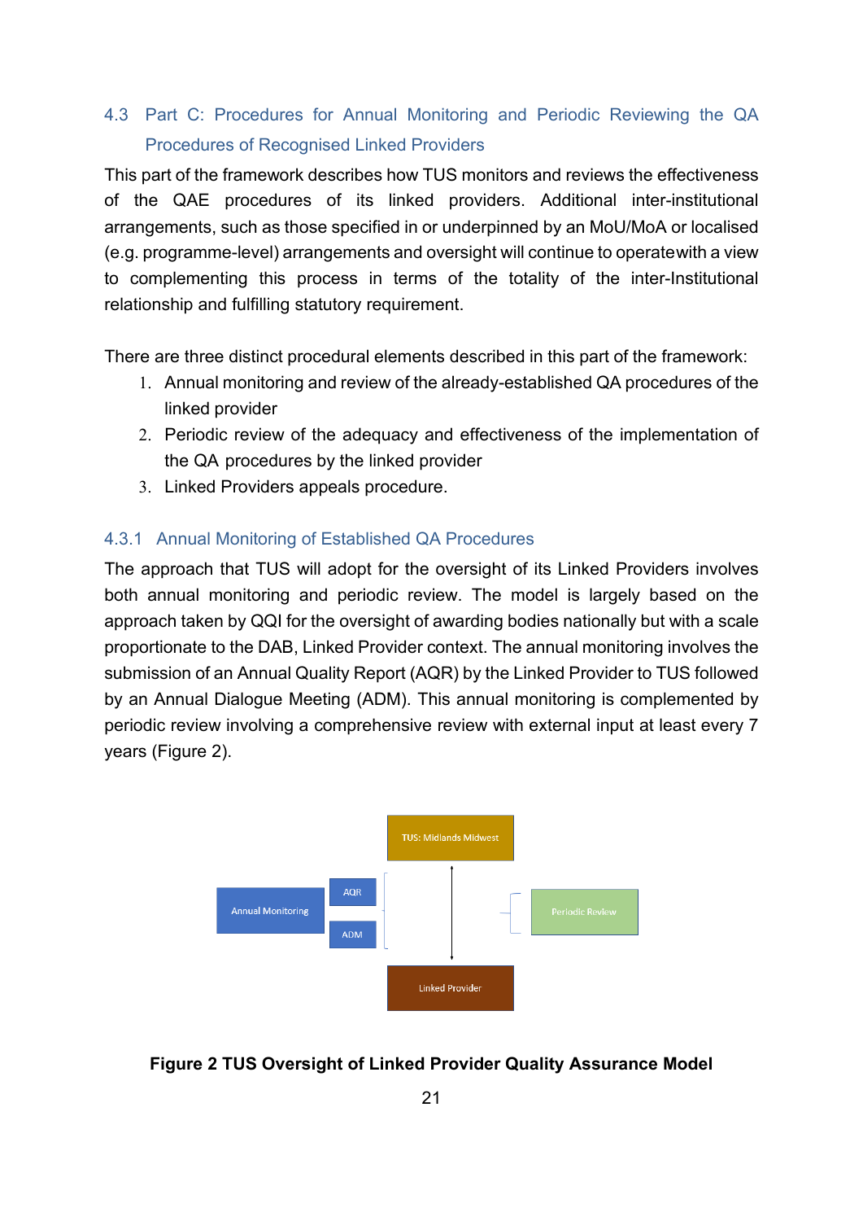## 4.3 Part C: Procedures for Annual Monitoring and Periodic Reviewing the QA Procedures of Recognised Linked Providers

This part of the framework describes how TUS monitors and reviews the effectiveness of the QAE procedures of its linked providers. Additional inter-institutional arrangements, such as those specified in or underpinned by an MoU/MoA or localised (e.g. programme-level) arrangements and oversight will continue to operatewith a view to complementing this process in terms of the totality of the inter-Institutional relationship and fulfilling statutory requirement.

There are three distinct procedural elements described in this part of the framework:

1. Annual monitoring and review of the already-established QA procedures of the linked provider
2. Periodic review of the adequacy and effectiveness of the implementation of the QA procedures by the linked provider
3. Linked Providers appeals procedure.

### 4.3.1 Annual Monitoring of Established QA Procedures

The approach that TUS will adopt for the oversight of its Linked Providers involves both annual monitoring and periodic review. The model is largely based on the approach taken by QQI for the oversight of awarding bodies nationally but with a scale proportionate to the DAB, Linked Provider context. The annual monitoring involves the submission of an Annual Quality Report (AQR) by the Linked Provider to TUS followed by an Annual Dialogue Meeting (ADM). This annual monitoring is complemented by periodic review involving a comprehensive review with external input at least every 7 years (Figure 2).

TUS: Midlands Midwest

Annual Monitoring — AQR, ADM

Periodic Review

Linked Provider

**Figure 2 TUS Oversight of Linked Provider Quality Assurance Model**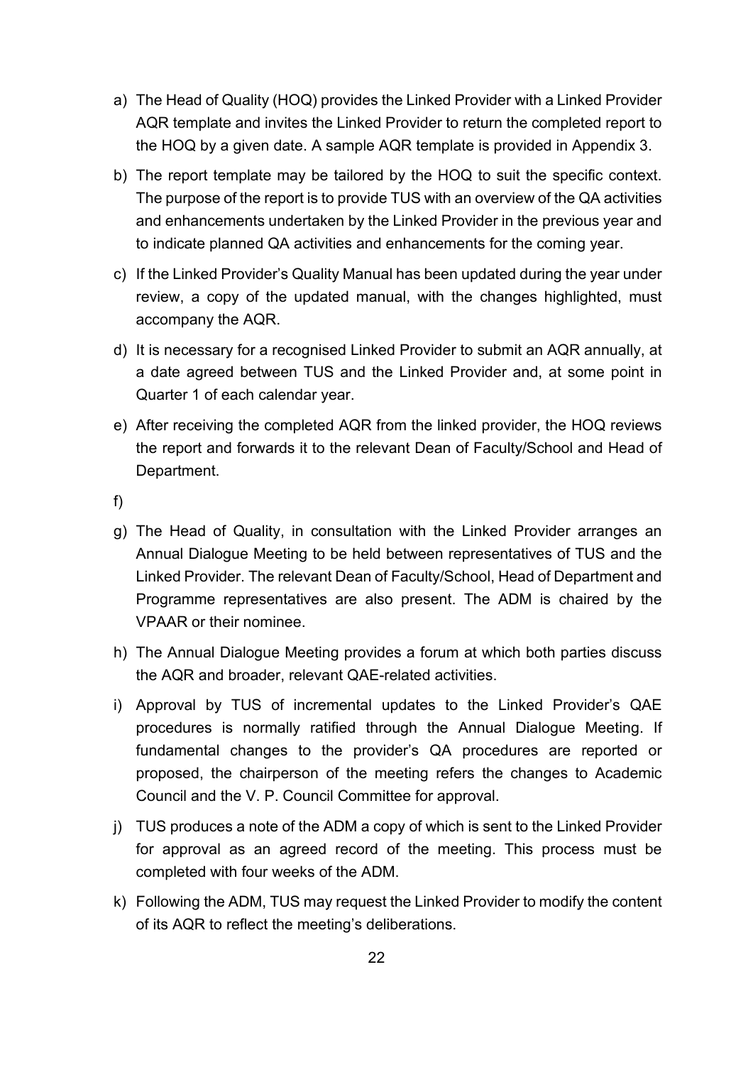a) The Head of Quality (HOQ) provides the Linked Provider with a Linked Provider AQR template and invites the Linked Provider to return the completed report to the HOQ by a given date. A sample AQR template is provided in Appendix 3.

b) The report template may be tailored by the HOQ to suit the specific context. The purpose of the report is to provide TUS with an overview of the QA activities and enhancements undertaken by the Linked Provider in the previous year and to indicate planned QA activities and enhancements for the coming year.

c) If the Linked Provider's Quality Manual has been updated during the year under review, a copy of the updated manual, with the changes highlighted, must accompany the AQR.

d) It is necessary for a recognised Linked Provider to submit an AQR annually, at a date agreed between TUS and the Linked Provider and, at some point in Quarter 1 of each calendar year.

e) After receiving the completed AQR from the linked provider, the HOQ reviews the report and forwards it to the relevant Dean of Faculty/School and Head of Department.

f)

g) The Head of Quality, in consultation with the Linked Provider arranges an Annual Dialogue Meeting to be held between representatives of TUS and the Linked Provider. The relevant Dean of Faculty/School, Head of Department and Programme representatives are also present. The ADM is chaired by the VPAAR or their nominee.

h) The Annual Dialogue Meeting provides a forum at which both parties discuss the AQR and broader, relevant QAE-related activities.

i) Approval by TUS of incremental updates to the Linked Provider's QAE procedures is normally ratified through the Annual Dialogue Meeting. If fundamental changes to the provider's QA procedures are reported or proposed, the chairperson of the meeting refers the changes to Academic Council and the V. P. Council Committee for approval.

j) TUS produces a note of the ADM a copy of which is sent to the Linked Provider for approval as an agreed record of the meeting. This process must be completed with four weeks of the ADM.

k) Following the ADM, TUS may request the Linked Provider to modify the content of its AQR to reflect the meeting's deliberations.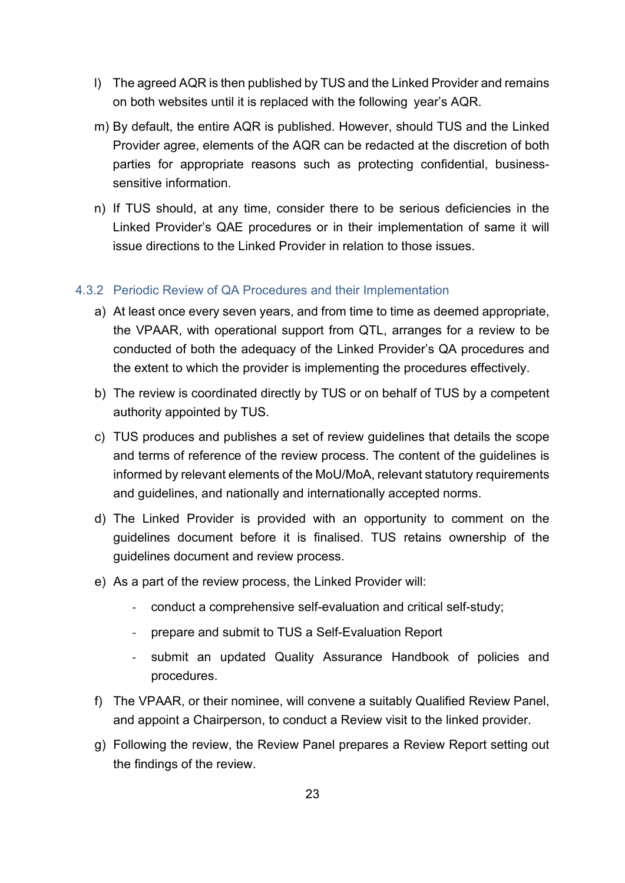l) The agreed AQR is then published by TUS and the Linked Provider and remains on both websites until it is replaced with the following year's AQR.

m) By default, the entire AQR is published. However, should TUS and the Linked Provider agree, elements of the AQR can be redacted at the discretion of both parties for appropriate reasons such as protecting confidential, business-sensitive information.

n) If TUS should, at any time, consider there to be serious deficiencies in the Linked Provider's QAE procedures or in their implementation of same it will issue directions to the Linked Provider in relation to those issues.

### 4.3.2 Periodic Review of QA Procedures and their Implementation

a) At least once every seven years, and from time to time as deemed appropriate, the VPAAR, with operational support from QTL, arranges for a review to be conducted of both the adequacy of the Linked Provider's QA procedures and the extent to which the provider is implementing the procedures effectively.

b) The review is coordinated directly by TUS or on behalf of TUS by a competent authority appointed by TUS.

c) TUS produces and publishes a set of review guidelines that details the scope and terms of reference of the review process. The content of the guidelines is informed by relevant elements of the MoU/MoA, relevant statutory requirements and guidelines, and nationally and internationally accepted norms.

d) The Linked Provider is provided with an opportunity to comment on the guidelines document before it is finalised. TUS retains ownership of the guidelines document and review process.

e) As a part of the review process, the Linked Provider will:

- conduct a comprehensive self-evaluation and critical self-study;
- prepare and submit to TUS a Self-Evaluation Report
- submit an updated Quality Assurance Handbook of policies and procedures.

f) The VPAAR, or their nominee, will convene a suitably Qualified Review Panel, and appoint a Chairperson, to conduct a Review visit to the linked provider.

g) Following the review, the Review Panel prepares a Review Report setting out the findings of the review.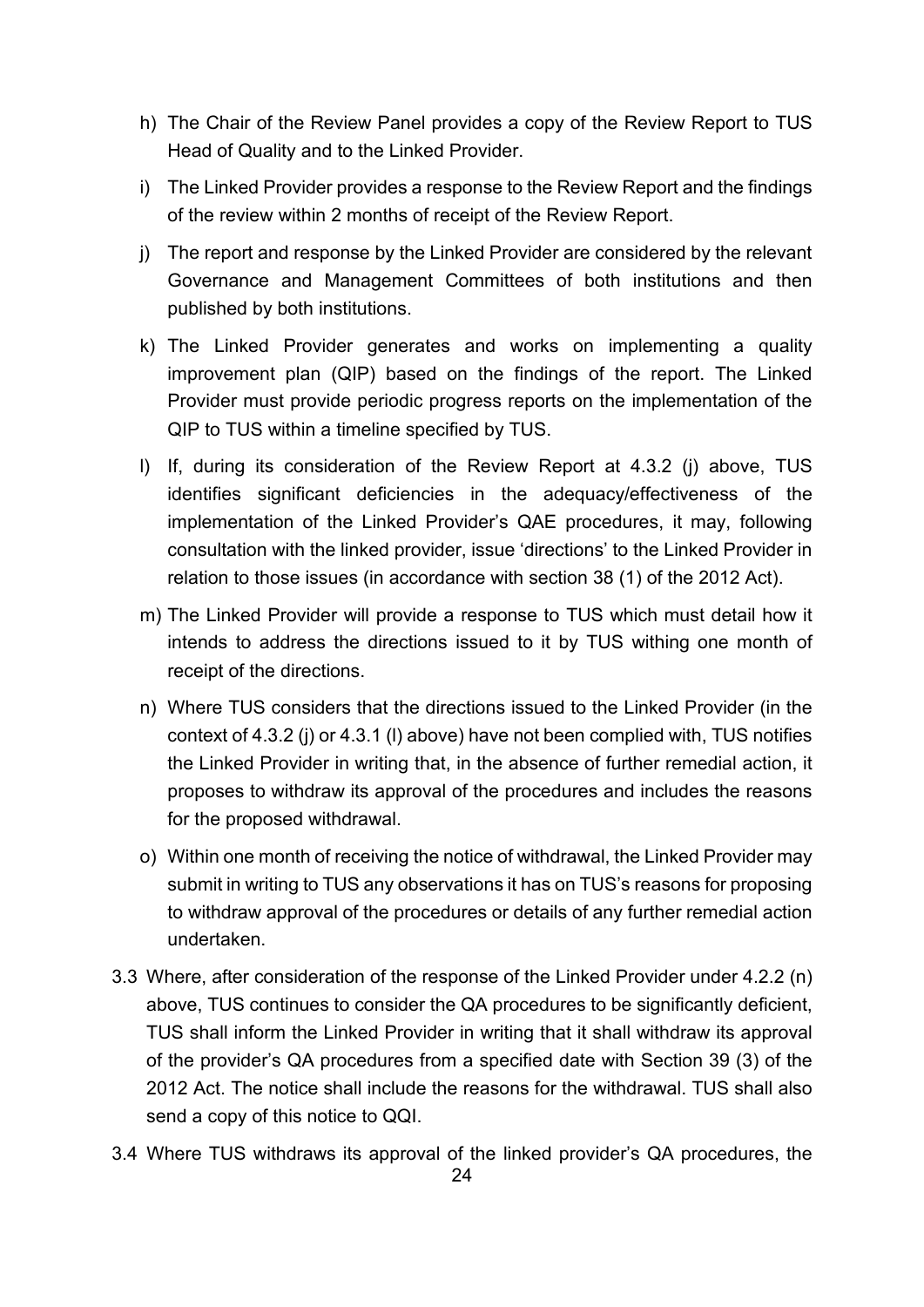h) The Chair of the Review Panel provides a copy of the Review Report to TUS Head of Quality and to the Linked Provider.

i) The Linked Provider provides a response to the Review Report and the findings of the review within 2 months of receipt of the Review Report.

j) The report and response by the Linked Provider are considered by the relevant Governance and Management Committees of both institutions and then published by both institutions.

k) The Linked Provider generates and works on implementing a quality improvement plan (QIP) based on the findings of the report. The Linked Provider must provide periodic progress reports on the implementation of the QIP to TUS within a timeline specified by TUS.

l) If, during its consideration of the Review Report at 4.3.2 (j) above, TUS identifies significant deficiencies in the adequacy/effectiveness of the implementation of the Linked Provider's QAE procedures, it may, following consultation with the linked provider, issue 'directions' to the Linked Provider in relation to those issues (in accordance with section 38 (1) of the 2012 Act).

m) The Linked Provider will provide a response to TUS which must detail how it intends to address the directions issued to it by TUS withing one month of receipt of the directions.

n) Where TUS considers that the directions issued to the Linked Provider (in the context of 4.3.2 (j) or 4.3.1 (l) above) have not been complied with, TUS notifies the Linked Provider in writing that, in the absence of further remedial action, it proposes to withdraw its approval of the procedures and includes the reasons for the proposed withdrawal.

o) Within one month of receiving the notice of withdrawal, the Linked Provider may submit in writing to TUS any observations it has on TUS's reasons for proposing to withdraw approval of the procedures or details of any further remedial action undertaken.

3.3 Where, after consideration of the response of the Linked Provider under 4.2.2 (n) above, TUS continues to consider the QA procedures to be significantly deficient, TUS shall inform the Linked Provider in writing that it shall withdraw its approval of the provider's QA procedures from a specified date with Section 39 (3) of the 2012 Act. The notice shall include the reasons for the withdrawal. TUS shall also send a copy of this notice to QQI.

3.4 Where TUS withdraws its approval of the linked provider's QA procedures, the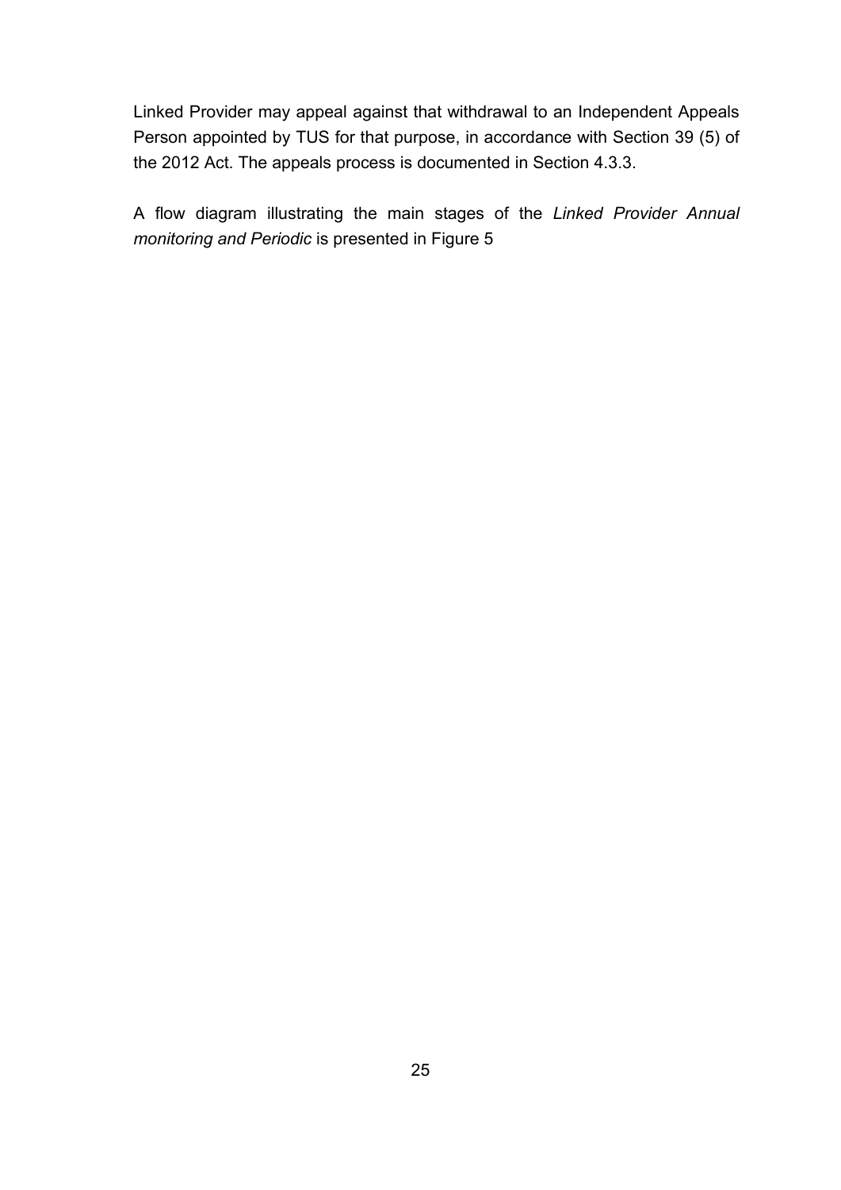Linked Provider may appeal against that withdrawal to an Independent Appeals Person appointed by TUS for that purpose, in accordance with Section 39 (5) of the 2012 Act. The appeals process is documented in Section 4.3.3.

A flow diagram illustrating the main stages of the *Linked Provider Annual monitoring and Periodic* is presented in Figure 5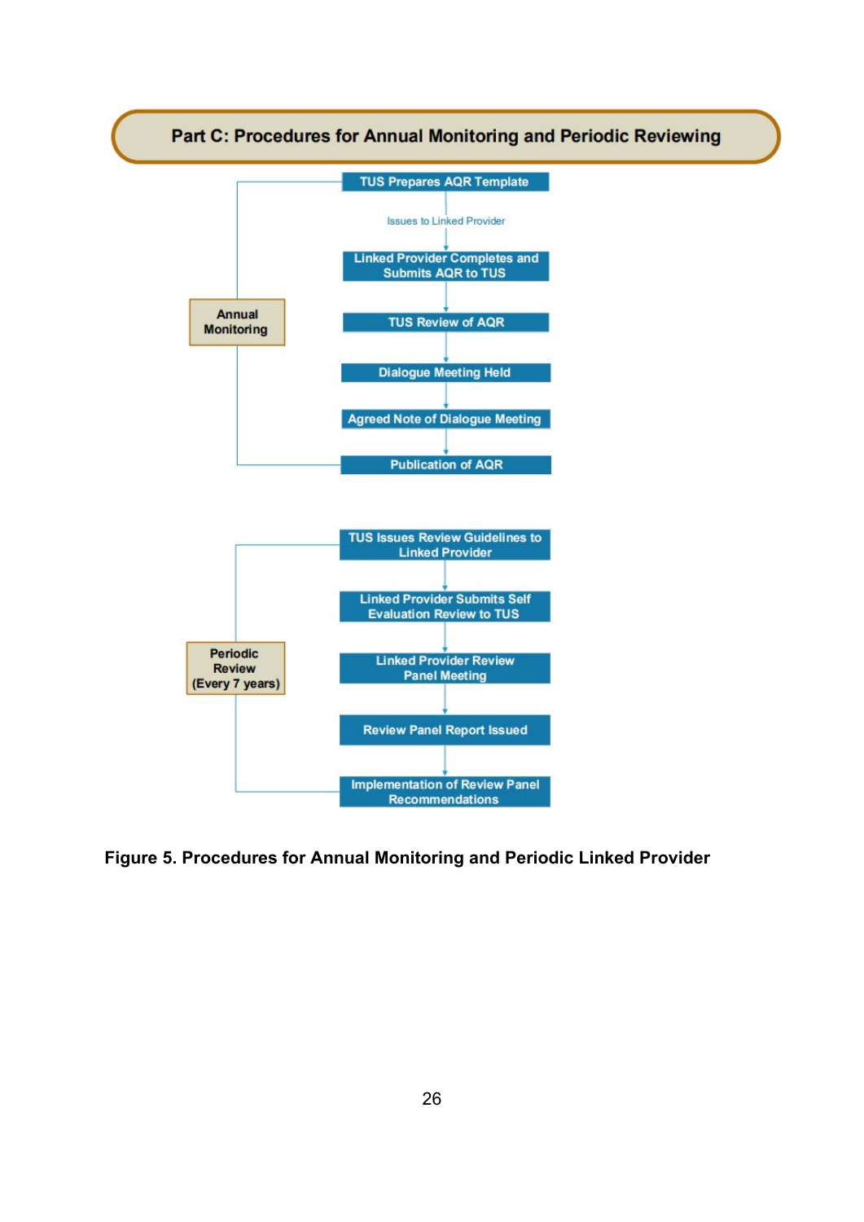## Part C: Procedures for Annual Monitoring and Periodic Reviewing

**Annual Monitoring**

- TUS Prepares AQR Template
  - Issues to Linked Provider
- Linked Provider Completes and Submits AQR to TUS
- TUS Review of AQR
- Dialogue Meeting Held
- Agreed Note of Dialogue Meeting
- Publication of AQR

**Periodic Review (Every 7 years)**

- TUS Issues Review Guidelines to Linked Provider
- Linked Provider Submits Self Evaluation Review to TUS
- Linked Provider Review Panel Meeting
- Review Panel Report Issued
- Implementation of Review Panel Recommendations

**Figure 5. Procedures for Annual Monitoring and Periodic Linked Provider**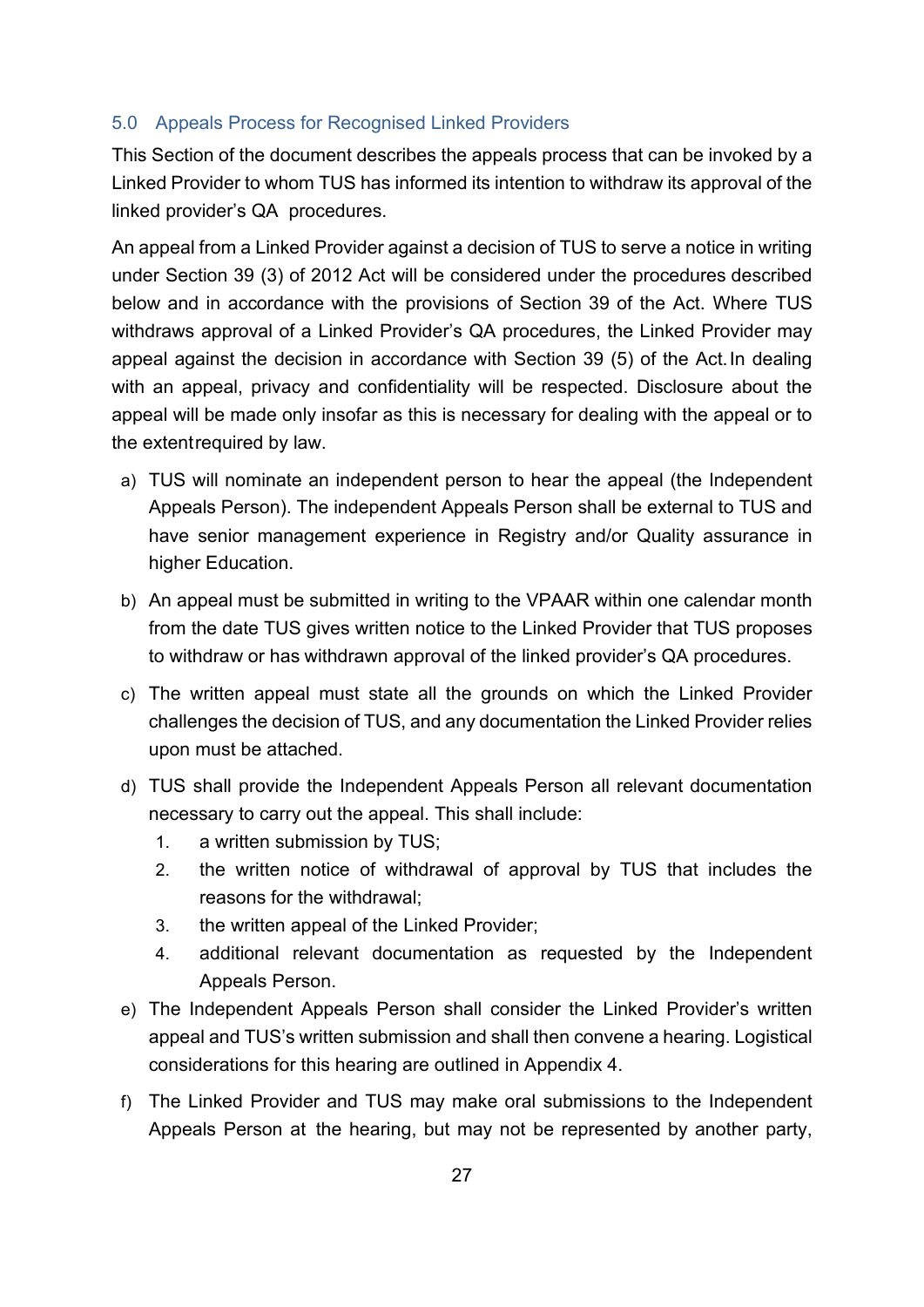## 5.0 Appeals Process for Recognised Linked Providers

This Section of the document describes the appeals process that can be invoked by a Linked Provider to whom TUS has informed its intention to withdraw its approval of the linked provider's QA procedures.

An appeal from a Linked Provider against a decision of TUS to serve a notice in writing under Section 39 (3) of 2012 Act will be considered under the procedures described below and in accordance with the provisions of Section 39 of the Act. Where TUS withdraws approval of a Linked Provider's QA procedures, the Linked Provider may appeal against the decision in accordance with Section 39 (5) of the Act. In dealing with an appeal, privacy and confidentiality will be respected. Disclosure about the appeal will be made only insofar as this is necessary for dealing with the appeal or to the extent required by law.

a) TUS will nominate an independent person to hear the appeal (the Independent Appeals Person). The independent Appeals Person shall be external to TUS and have senior management experience in Registry and/or Quality assurance in higher Education.

b) An appeal must be submitted in writing to the VPAAR within one calendar month from the date TUS gives written notice to the Linked Provider that TUS proposes to withdraw or has withdrawn approval of the linked provider's QA procedures.

c) The written appeal must state all the grounds on which the Linked Provider challenges the decision of TUS, and any documentation the Linked Provider relies upon must be attached.

d) TUS shall provide the Independent Appeals Person all relevant documentation necessary to carry out the appeal. This shall include:
   1. a written submission by TUS;
   2. the written notice of withdrawal of approval by TUS that includes the reasons for the withdrawal;
   3. the written appeal of the Linked Provider;
   4. additional relevant documentation as requested by the Independent Appeals Person.

e) The Independent Appeals Person shall consider the Linked Provider's written appeal and TUS's written submission and shall then convene a hearing. Logistical considerations for this hearing are outlined in Appendix 4.

f) The Linked Provider and TUS may make oral submissions to the Independent Appeals Person at the hearing, but may not be represented by another party,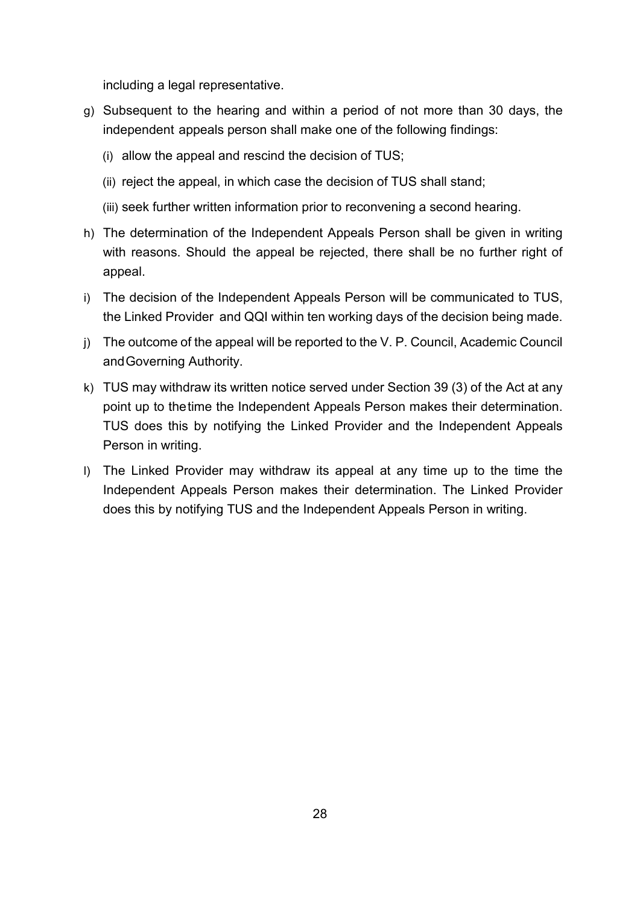including a legal representative.

g) Subsequent to the hearing and within a period of not more than 30 days, the independent appeals person shall make one of the following findings:

   (i) allow the appeal and rescind the decision of TUS;

   (ii) reject the appeal, in which case the decision of TUS shall stand;

   (iii) seek further written information prior to reconvening a second hearing.

h) The determination of the Independent Appeals Person shall be given in writing with reasons. Should the appeal be rejected, there shall be no further right of appeal.

i) The decision of the Independent Appeals Person will be communicated to TUS, the Linked Provider and QQI within ten working days of the decision being made.

j) The outcome of the appeal will be reported to the V. P. Council, Academic Council and Governing Authority.

k) TUS may withdraw its written notice served under Section 39 (3) of the Act at any point up to the time the Independent Appeals Person makes their determination. TUS does this by notifying the Linked Provider and the Independent Appeals Person in writing.

l) The Linked Provider may withdraw its appeal at any time up to the time the Independent Appeals Person makes their determination. The Linked Provider does this by notifying TUS and the Independent Appeals Person in writing.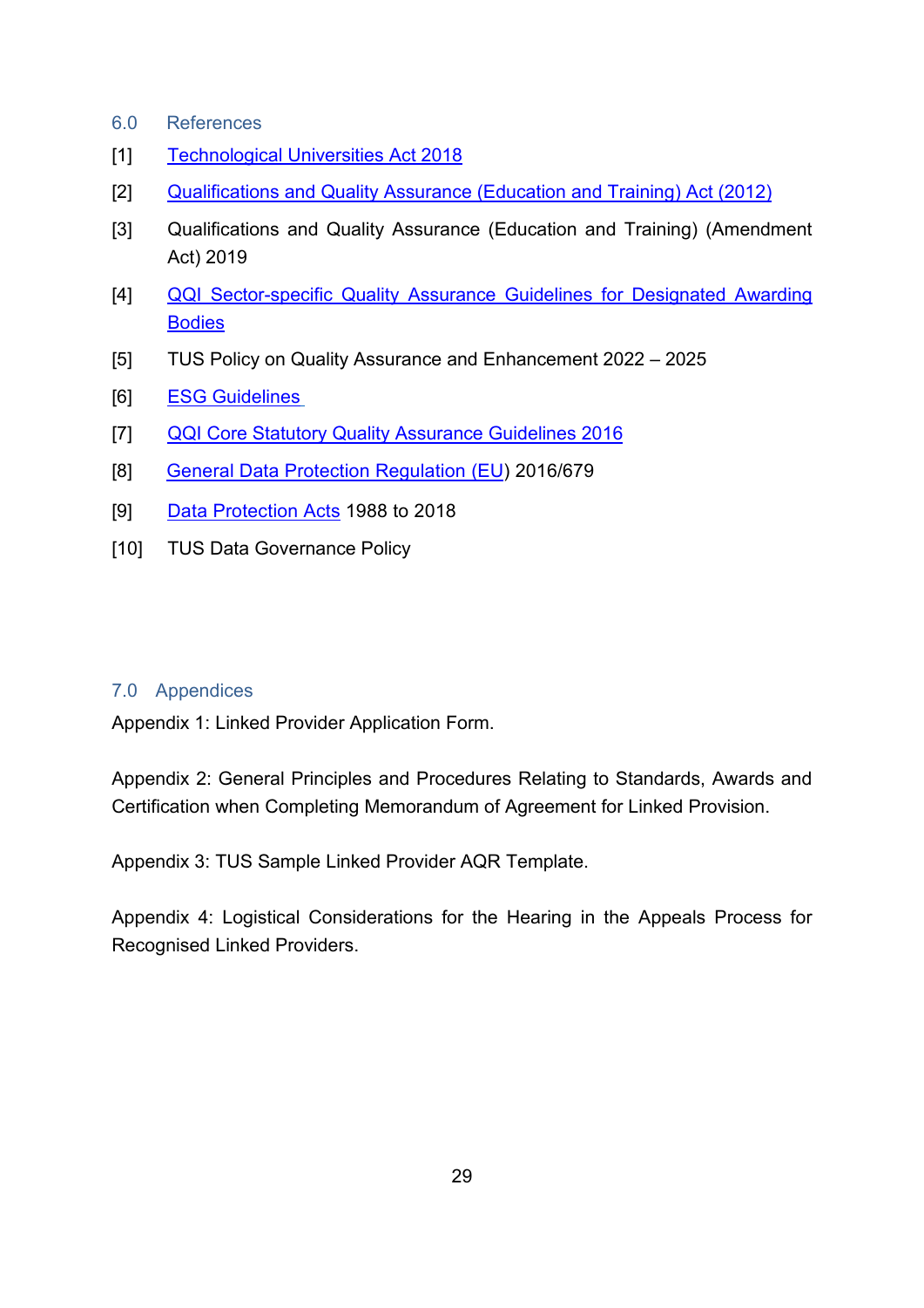## 6.0 References

[1] Technological Universities Act 2018

[2] Qualifications and Quality Assurance (Education and Training) Act (2012)

[3] Qualifications and Quality Assurance (Education and Training) (Amendment Act) 2019

[4] QQI Sector-specific Quality Assurance Guidelines for Designated Awarding Bodies

[5] TUS Policy on Quality Assurance and Enhancement 2022 – 2025

[6] ESG Guidelines

[7] QQI Core Statutory Quality Assurance Guidelines 2016

[8] General Data Protection Regulation (EU) 2016/679

[9] Data Protection Acts 1988 to 2018

[10] TUS Data Governance Policy

## 7.0 Appendices

Appendix 1: Linked Provider Application Form.

Appendix 2: General Principles and Procedures Relating to Standards, Awards and Certification when Completing Memorandum of Agreement for Linked Provision.

Appendix 3: TUS Sample Linked Provider AQR Template.

Appendix 4: Logistical Considerations for the Hearing in the Appeals Process for Recognised Linked Providers.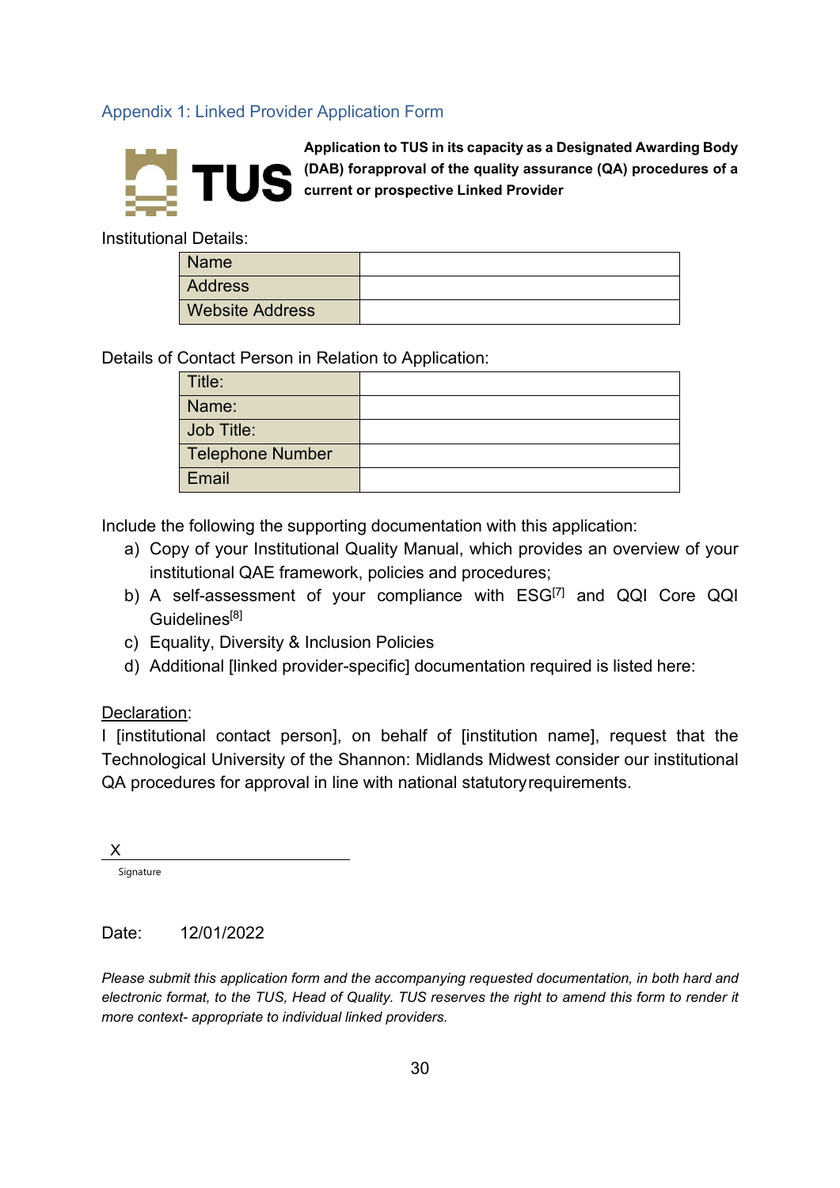## Appendix 1: Linked Provider Application Form

**TUS**

**Application to TUS in its capacity as a Designated Awarding Body (DAB) forapproval of the quality assurance (QA) procedures of a current or prospective Linked Provider**

Institutional Details:

| Name | |
|---|---|
| Address | |
| Website Address | |

Details of Contact Person in Relation to Application:

| Title: | |
|---|---|
| Name: | |
| Job Title: | |
| Telephone Number | |
| Email | |

Include the following the supporting documentation with this application:

a) Copy of your Institutional Quality Manual, which provides an overview of your institutional QAE framework, policies and procedures;
b) A self-assessment of your compliance with ESG[7] and QQI Core QQI Guidelines[8]
c) Equality, Diversity & Inclusion Policies
d) Additional [linked provider-specific] documentation required is listed here:

Declaration:

I [institutional contact person], on behalf of [institution name], request that the Technological University of the Shannon: Midlands Midwest consider our institutional QA procedures for approval in line with national statutoryrequirements.

X ______________________
Signature

Date: 12/01/2022

*Please submit this application form and the accompanying requested documentation, in both hard and electronic format, to the TUS, Head of Quality. TUS reserves the right to amend this form to render it more context- appropriate to individual linked providers.*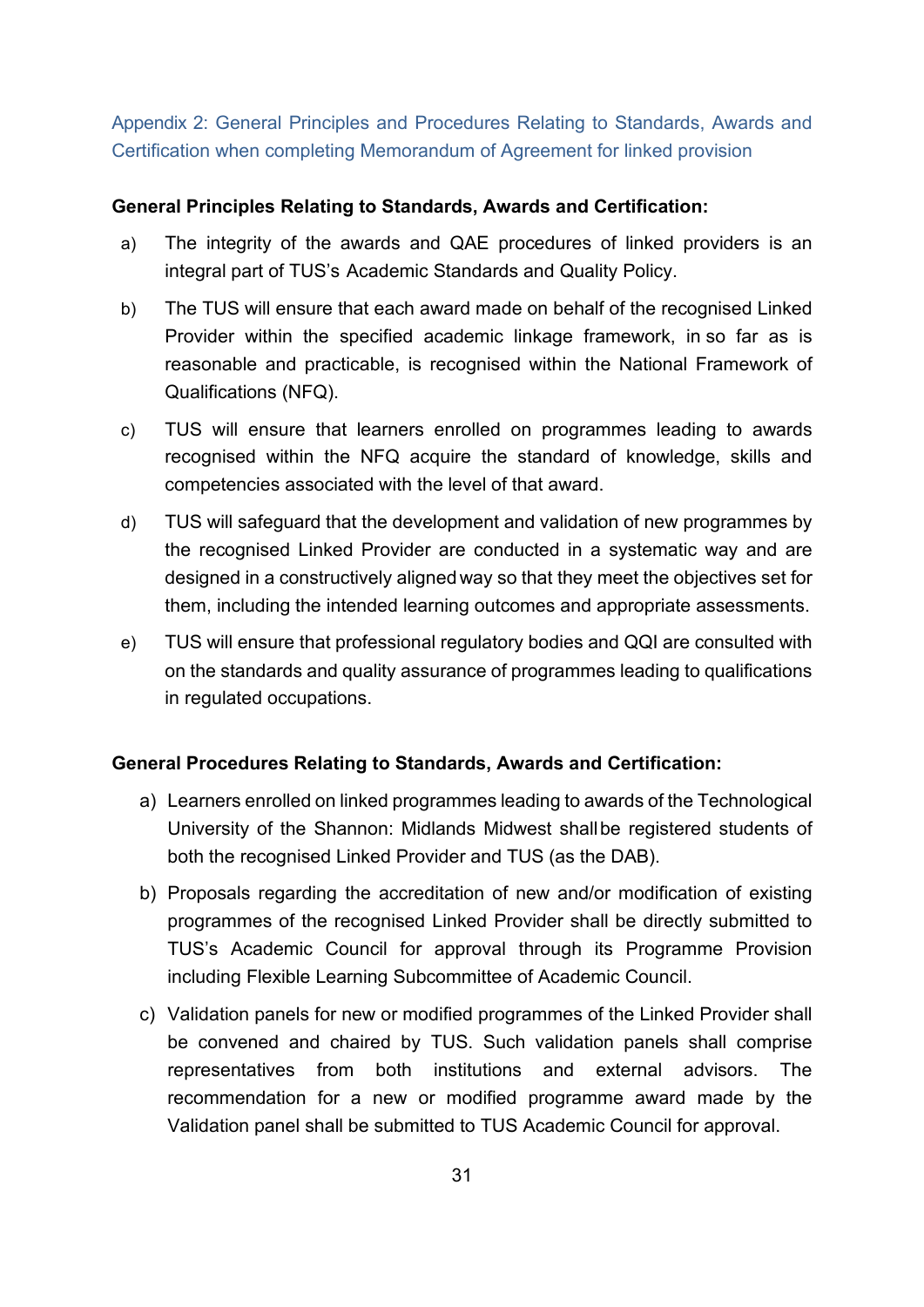## Appendix 2: General Principles and Procedures Relating to Standards, Awards and Certification when completing Memorandum of Agreement for linked provision

**General Principles Relating to Standards, Awards and Certification:**

a) The integrity of the awards and QAE procedures of linked providers is an integral part of TUS's Academic Standards and Quality Policy.

b) The TUS will ensure that each award made on behalf of the recognised Linked Provider within the specified academic linkage framework, in so far as is reasonable and practicable, is recognised within the National Framework of Qualifications (NFQ).

c) TUS will ensure that learners enrolled on programmes leading to awards recognised within the NFQ acquire the standard of knowledge, skills and competencies associated with the level of that award.

d) TUS will safeguard that the development and validation of new programmes by the recognised Linked Provider are conducted in a systematic way and are designed in a constructively aligned way so that they meet the objectives set for them, including the intended learning outcomes and appropriate assessments.

e) TUS will ensure that professional regulatory bodies and QQI are consulted with on the standards and quality assurance of programmes leading to qualifications in regulated occupations.

**General Procedures Relating to Standards, Awards and Certification:**

a) Learners enrolled on linked programmes leading to awards of the Technological University of the Shannon: Midlands Midwest shall be registered students of both the recognised Linked Provider and TUS (as the DAB).

b) Proposals regarding the accreditation of new and/or modification of existing programmes of the recognised Linked Provider shall be directly submitted to TUS's Academic Council for approval through its Programme Provision including Flexible Learning Subcommittee of Academic Council.

c) Validation panels for new or modified programmes of the Linked Provider shall be convened and chaired by TUS. Such validation panels shall comprise representatives from both institutions and external advisors. The recommendation for a new or modified programme award made by the Validation panel shall be submitted to TUS Academic Council for approval.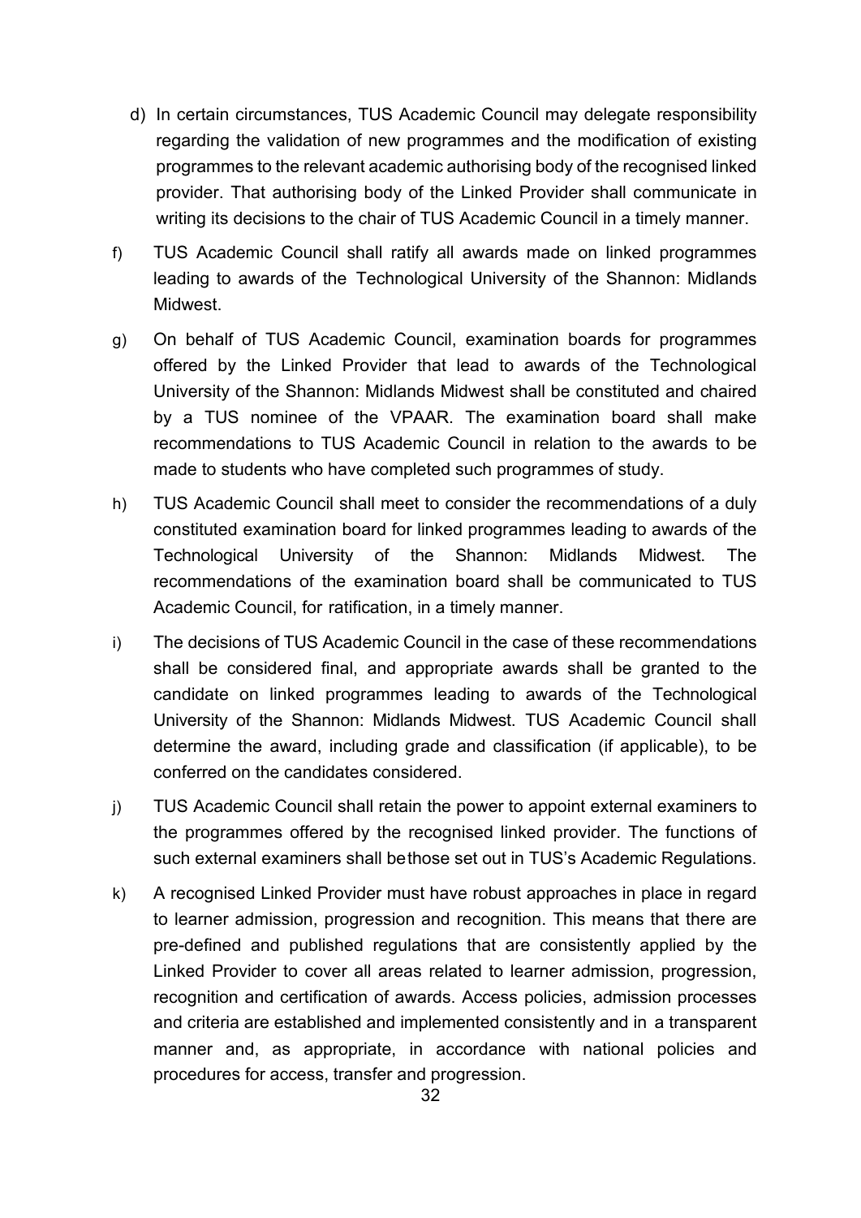d) In certain circumstances, TUS Academic Council may delegate responsibility regarding the validation of new programmes and the modification of existing programmes to the relevant academic authorising body of the recognised linked provider. That authorising body of the Linked Provider shall communicate in writing its decisions to the chair of TUS Academic Council in a timely manner.

f) TUS Academic Council shall ratify all awards made on linked programmes leading to awards of the Technological University of the Shannon: Midlands Midwest.

g) On behalf of TUS Academic Council, examination boards for programmes offered by the Linked Provider that lead to awards of the Technological University of the Shannon: Midlands Midwest shall be constituted and chaired by a TUS nominee of the VPAAR. The examination board shall make recommendations to TUS Academic Council in relation to the awards to be made to students who have completed such programmes of study.

h) TUS Academic Council shall meet to consider the recommendations of a duly constituted examination board for linked programmes leading to awards of the Technological University of the Shannon: Midlands Midwest. The recommendations of the examination board shall be communicated to TUS Academic Council, for ratification, in a timely manner.

i) The decisions of TUS Academic Council in the case of these recommendations shall be considered final, and appropriate awards shall be granted to the candidate on linked programmes leading to awards of the Technological University of the Shannon: Midlands Midwest. TUS Academic Council shall determine the award, including grade and classification (if applicable), to be conferred on the candidates considered.

j) TUS Academic Council shall retain the power to appoint external examiners to the programmes offered by the recognised linked provider. The functions of such external examiners shall be those set out in TUS's Academic Regulations.

k) A recognised Linked Provider must have robust approaches in place in regard to learner admission, progression and recognition. This means that there are pre-defined and published regulations that are consistently applied by the Linked Provider to cover all areas related to learner admission, progression, recognition and certification of awards. Access policies, admission processes and criteria are established and implemented consistently and in a transparent manner and, as appropriate, in accordance with national policies and procedures for access, transfer and progression.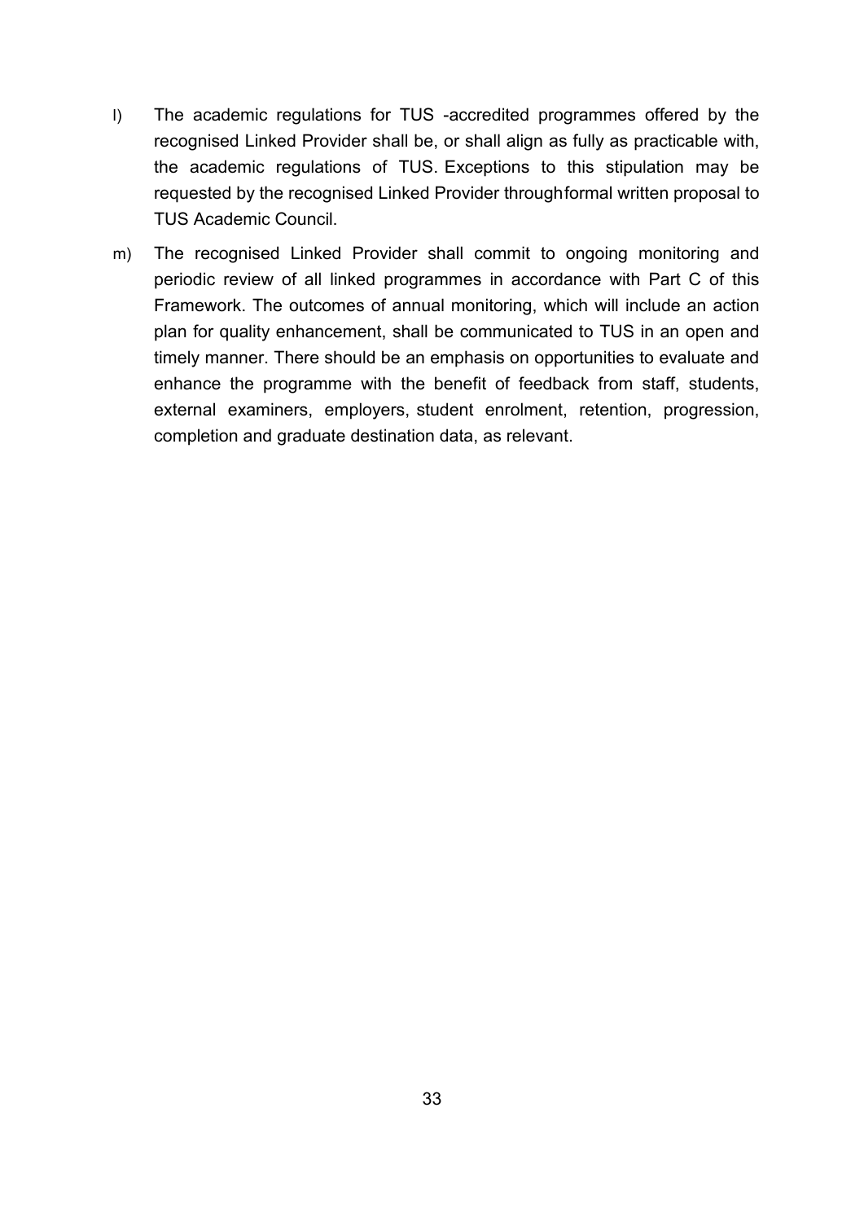l) The academic regulations for TUS -accredited programmes offered by the recognised Linked Provider shall be, or shall align as fully as practicable with, the academic regulations of TUS. Exceptions to this stipulation may be requested by the recognised Linked Provider throughformal written proposal to TUS Academic Council.

m) The recognised Linked Provider shall commit to ongoing monitoring and periodic review of all linked programmes in accordance with Part C of this Framework. The outcomes of annual monitoring, which will include an action plan for quality enhancement, shall be communicated to TUS in an open and timely manner. There should be an emphasis on opportunities to evaluate and enhance the programme with the benefit of feedback from staff, students, external examiners, employers, student enrolment, retention, progression, completion and graduate destination data, as relevant.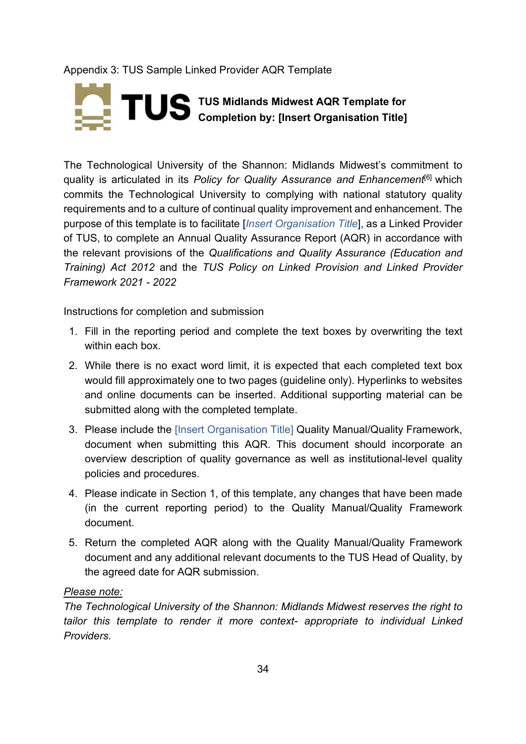Appendix 3: TUS Sample Linked Provider AQR Template

**TUS** **TUS Midlands Midwest AQR Template for Completion by: [Insert Organisation Title]**

The Technological University of the Shannon: Midlands Midwest's commitment to quality is articulated in its *Policy for Quality Assurance and Enhancement*[6] which commits the Technological University to complying with national statutory quality requirements and to a culture of continual quality improvement and enhancement. The purpose of this template is to facilitate [*Insert Organisation Title*], as a Linked Provider of TUS, to complete an Annual Quality Assurance Report (AQR) in accordance with the relevant provisions of the *Qualifications and Quality Assurance (Education and Training) Act 2012* and the *TUS Policy on Linked Provision and Linked Provider Framework 2021 - 2022*

Instructions for completion and submission

1. Fill in the reporting period and complete the text boxes by overwriting the text within each box.
2. While there is no exact word limit, it is expected that each completed text box would fill approximately one to two pages (guideline only). Hyperlinks to websites and online documents can be inserted. Additional supporting material can be submitted along with the completed template.
3. Please include the [Insert Organisation Title] Quality Manual/Quality Framework, document when submitting this AQR. This document should incorporate an overview description of quality governance as well as institutional-level quality policies and procedures.
4. Please indicate in Section 1, of this template, any changes that have been made (in the current reporting period) to the Quality Manual/Quality Framework document.
5. Return the completed AQR along with the Quality Manual/Quality Framework document and any additional relevant documents to the TUS Head of Quality, by the agreed date for AQR submission.

*Please note:*
*The Technological University of the Shannon: Midlands Midwest reserves the right to tailor this template to render it more context- appropriate to individual Linked Providers.*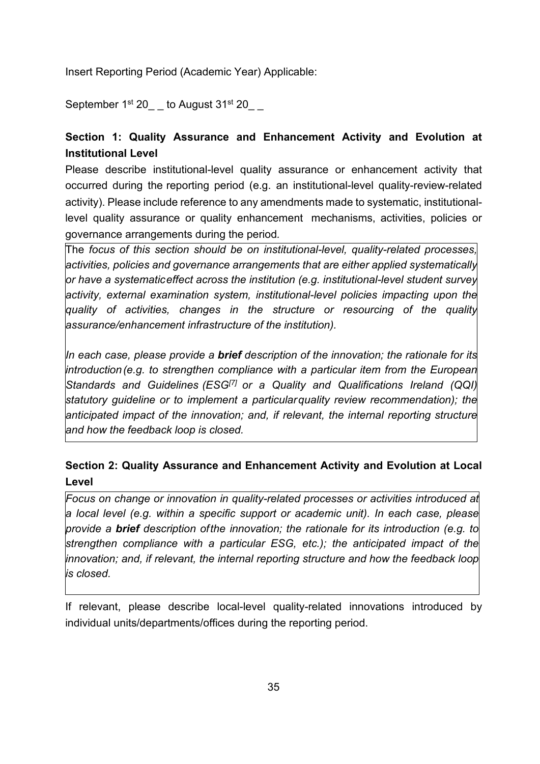Insert Reporting Period (Academic Year) Applicable:

September 1st 20_ _ to August 31st 20_ _

**Section 1: Quality Assurance and Enhancement Activity and Evolution at Institutional Level**

Please describe institutional-level quality assurance or enhancement activity that occurred during the reporting period (e.g. an institutional-level quality-review-related activity). Please include reference to any amendments made to systematic, institutional-level quality assurance or quality enhancement mechanisms, activities, policies or governance arrangements during the period.

The *focus of this section should be on institutional-level, quality-related processes, activities, policies and governance arrangements that are either applied systematically or have a systematic effect across the institution (e.g. institutional-level student survey activity, external examination system, institutional-level policies impacting upon the quality of activities, changes in the structure or resourcing of the quality assurance/enhancement infrastructure of the institution).*

*In each case, please provide a **brief** description of the innovation; the rationale for its introduction (e.g. to strengthen compliance with a particular item from the European Standards and Guidelines (ESG[7] or a Quality and Qualifications Ireland (QQI) statutory guideline or to implement a particular quality review recommendation); the anticipated impact of the innovation; and, if relevant, the internal reporting structure and how the feedback loop is closed.*

**Section 2: Quality Assurance and Enhancement Activity and Evolution at Local Level**

*Focus on change or innovation in quality-related processes or activities introduced at a local level (e.g. within a specific support or academic unit). In each case, please provide a **brief** description of the innovation; the rationale for its introduction (e.g. to strengthen compliance with a particular ESG, etc.); the anticipated impact of the innovation; and, if relevant, the internal reporting structure and how the feedback loop is closed.*

If relevant, please describe local-level quality-related innovations introduced by individual units/departments/offices during the reporting period.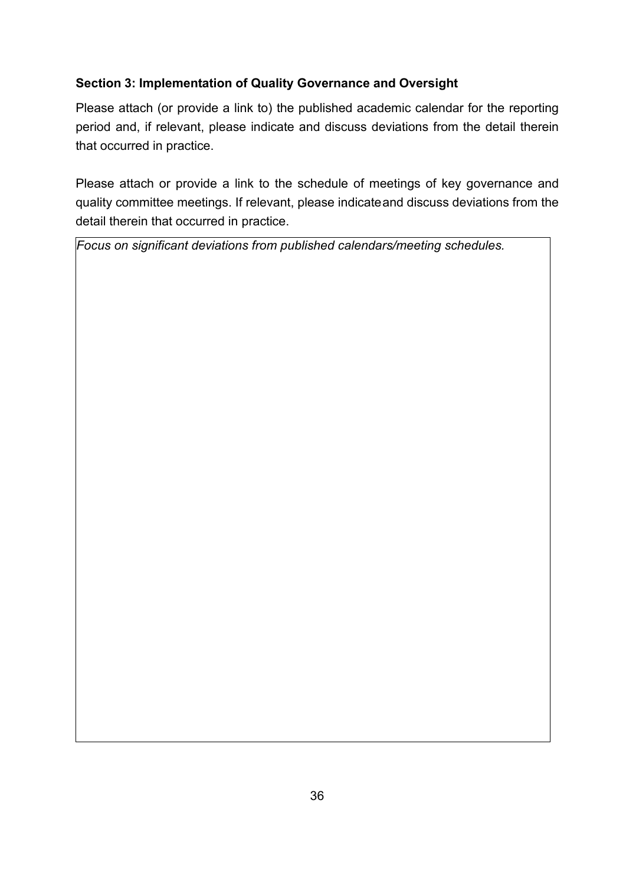**Section 3: Implementation of Quality Governance and Oversight**

Please attach (or provide a link to) the published academic calendar for the reporting period and, if relevant, please indicate and discuss deviations from the detail therein that occurred in practice.

Please attach or provide a link to the schedule of meetings of key governance and quality committee meetings. If relevant, please indicateand discuss deviations from the detail therein that occurred in practice.

| *Focus on significant deviations from published calendars/meeting schedules.* |
|---|
| |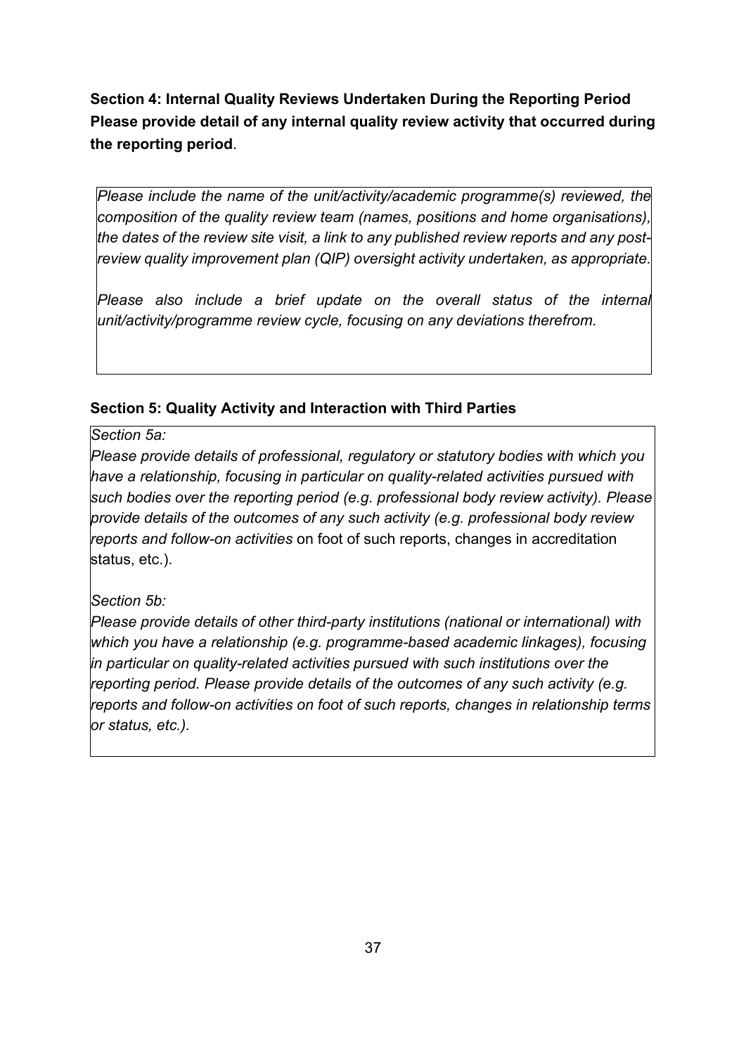**Section 4: Internal Quality Reviews Undertaken During the Reporting Period**
**Please provide detail of any internal quality review activity that occurred during the reporting period**.

*Please include the name of the unit/activity/academic programme(s) reviewed, the composition of the quality review team (names, positions and home organisations), the dates of the review site visit, a link to any published review reports and any post-review quality improvement plan (QIP) oversight activity undertaken, as appropriate.*

*Please also include a brief update on the overall status of the internal unit/activity/programme review cycle, focusing on any deviations therefrom.*

**Section 5: Quality Activity and Interaction with Third Parties**

*Section 5a:*

*Please provide details of professional, regulatory or statutory bodies with which you have a relationship, focusing in particular on quality-related activities pursued with such bodies over the reporting period (e.g. professional body review activity). Please provide details of the outcomes of any such activity (e.g. professional body review reports and follow-on activities* on foot of such reports, changes in accreditation status, etc.).

*Section 5b:*

*Please provide details of other third-party institutions (national or international) with which you have a relationship (e.g. programme-based academic linkages), focusing in particular on quality-related activities pursued with such institutions over the reporting period. Please provide details of the outcomes of any such activity (e.g. reports and follow-on activities on foot of such reports, changes in relationship terms or status, etc.).*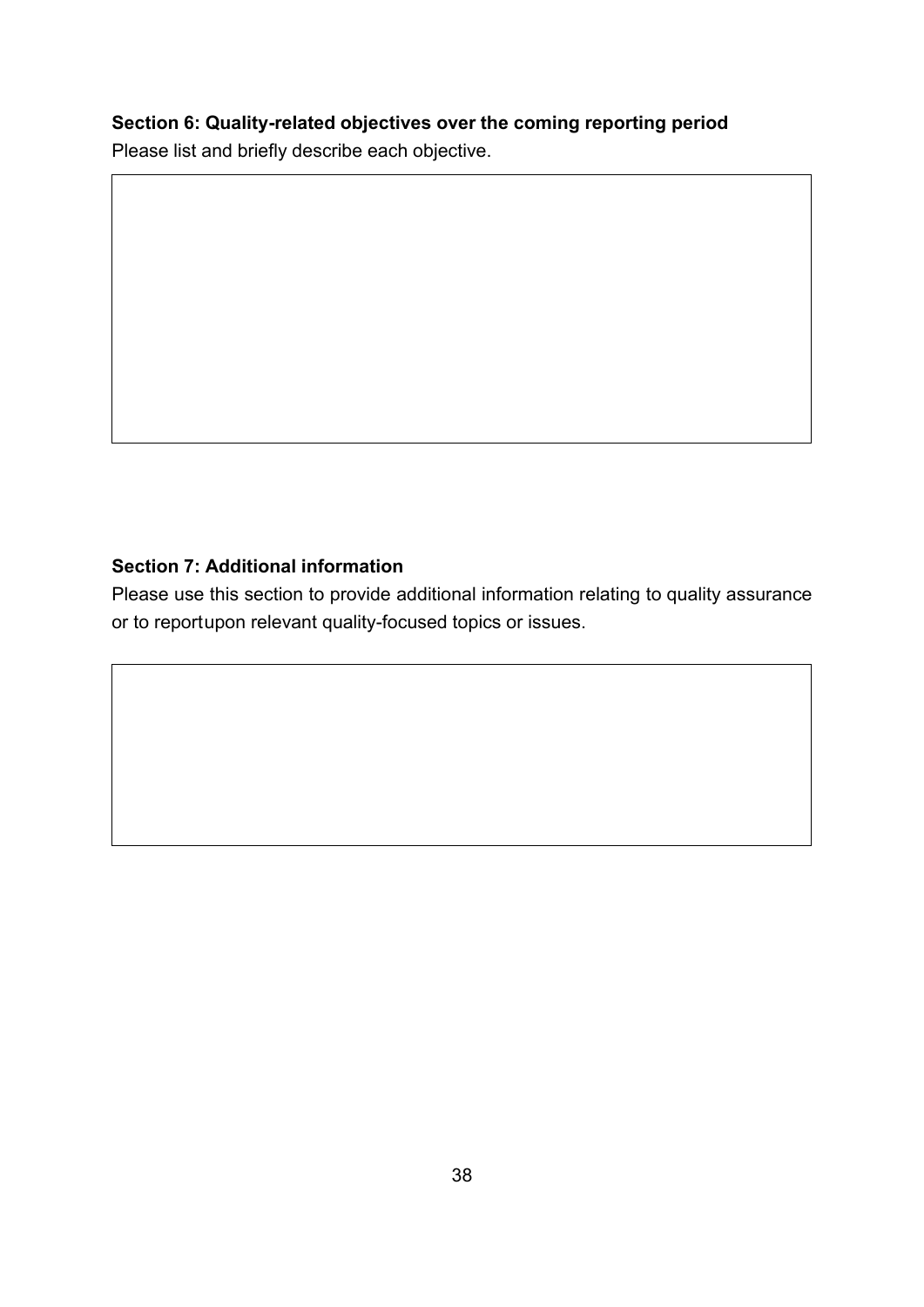**Section 6: Quality-related objectives over the coming reporting period**

Please list and briefly describe each objective.

**Section 7: Additional information**

Please use this section to provide additional information relating to quality assurance or to reportupon relevant quality-focused topics or issues.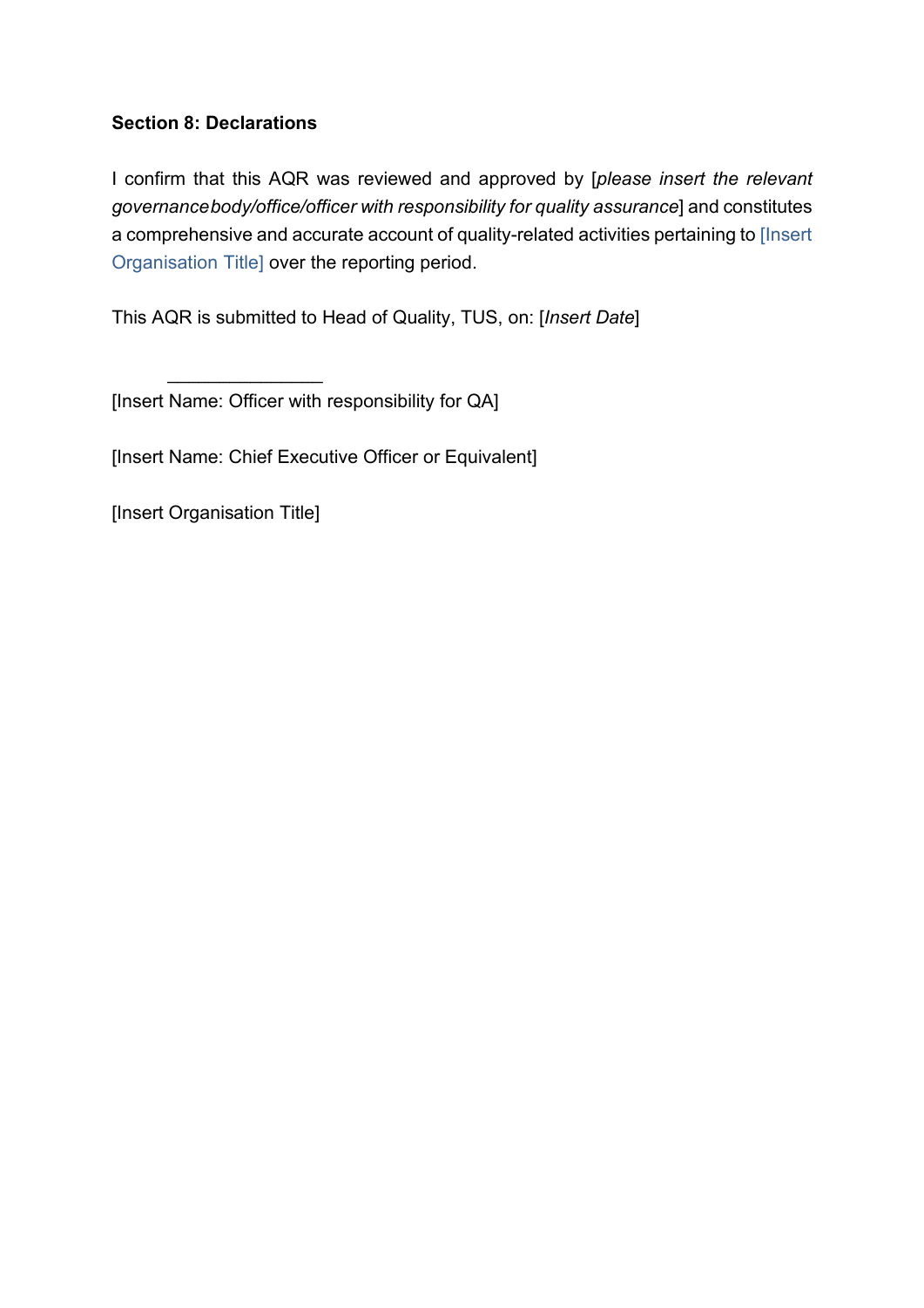**Section 8: Declarations**

I confirm that this AQR was reviewed and approved by [*please insert the relevant governance body/office/officer with responsibility for quality assurance*] and constitutes a comprehensive and accurate account of quality-related activities pertaining to [Insert Organisation Title] over the reporting period.

This AQR is submitted to Head of Quality, TUS, on: [*Insert Date*]

\_\_\_\_\_\_\_\_\_\_\_\_\_\_\_

[Insert Name: Officer with responsibility for QA]

[Insert Name: Chief Executive Officer or Equivalent]

[Insert Organisation Title]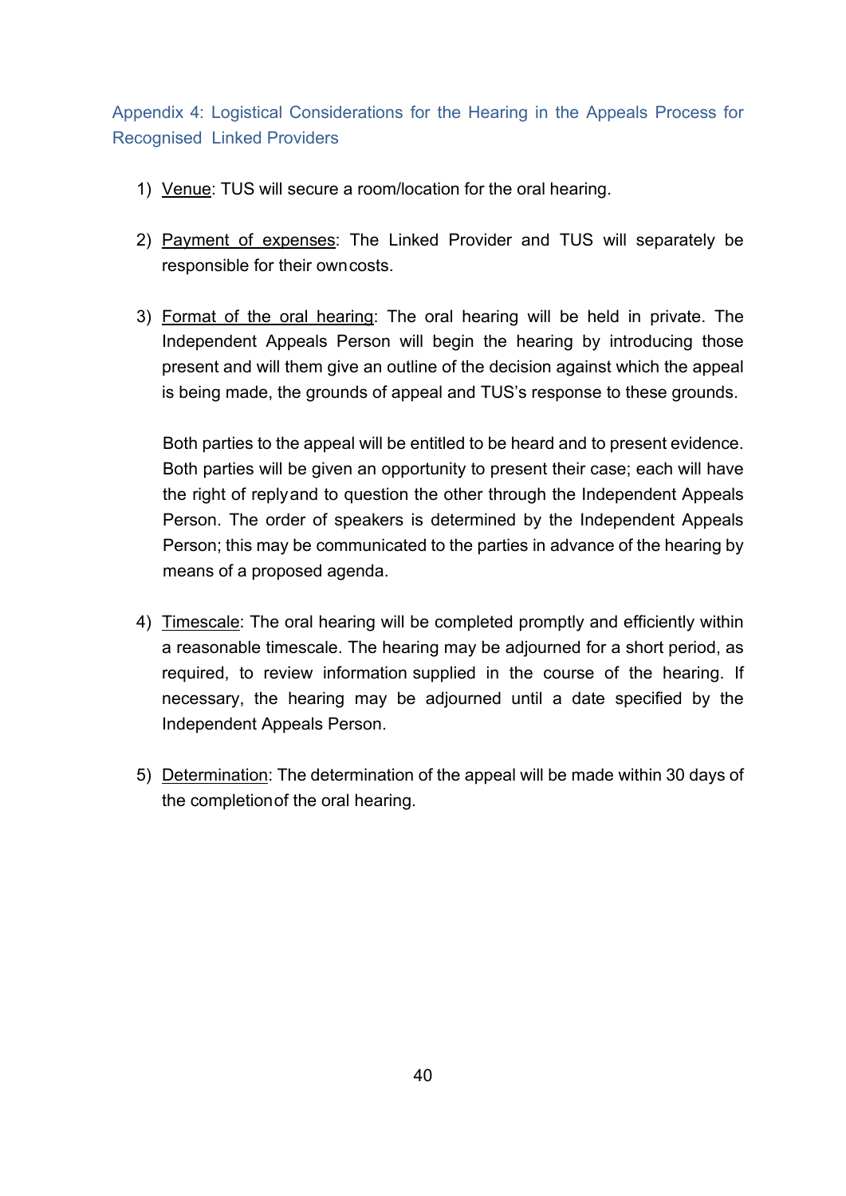## Appendix 4: Logistical Considerations for the Hearing in the Appeals Process for Recognised Linked Providers

1) <u>Venue</u>: TUS will secure a room/location for the oral hearing.

2) <u>Payment of expenses</u>: The Linked Provider and TUS will separately be responsible for their own costs.

3) <u>Format of the oral hearing</u>: The oral hearing will be held in private. The Independent Appeals Person will begin the hearing by introducing those present and will them give an outline of the decision against which the appeal is being made, the grounds of appeal and TUS's response to these grounds.

   Both parties to the appeal will be entitled to be heard and to present evidence. Both parties will be given an opportunity to present their case; each will have the right of reply and to question the other through the Independent Appeals Person. The order of speakers is determined by the Independent Appeals Person; this may be communicated to the parties in advance of the hearing by means of a proposed agenda.

4) <u>Timescale</u>: The oral hearing will be completed promptly and efficiently within a reasonable timescale. The hearing may be adjourned for a short period, as required, to review information supplied in the course of the hearing. If necessary, the hearing may be adjourned until a date specified by the Independent Appeals Person.

5) <u>Determination</u>: The determination of the appeal will be made within 30 days of the completion of the oral hearing.